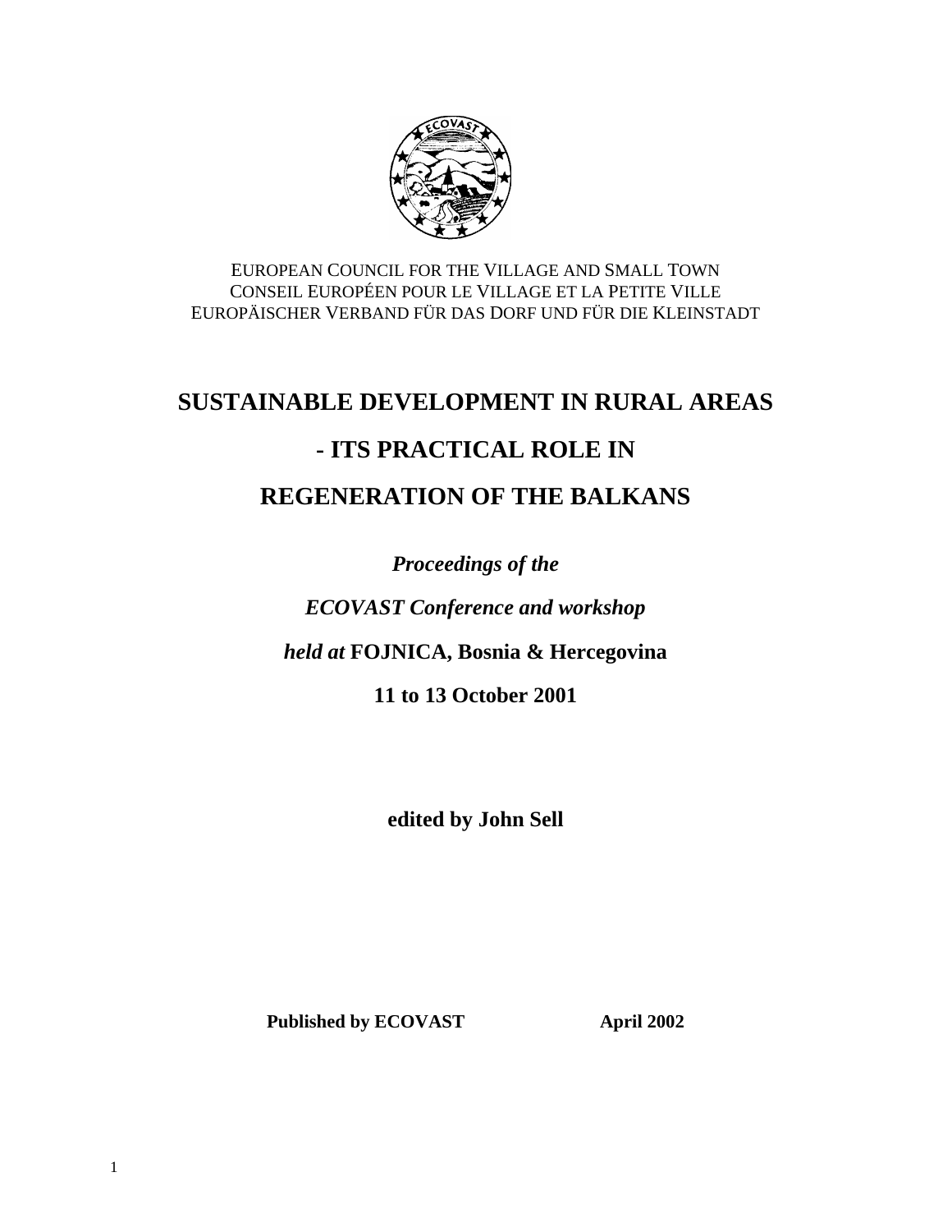EUROPEAN COUNCIL FOR THE VILLAGE AND SMALL TOWN
CONSEIL EUROPÉEN POUR LE VILLAGE ET LA PETITE VILLE
EUROPÄISCHER VERBAND FÜR DAS DORF UND FÜR DIE KLEINSTADT

# SUSTAINABLE DEVELOPMENT IN RURAL AREAS
# - ITS PRACTICAL ROLE IN
# REGENERATION OF THE BALKANS

***Proceedings of the***

***ECOVAST Conference and workshop***

***held at* FOJNICA, Bosnia & Hercegovina**

**11 to 13 October 2001**

**edited by John Sell**

**Published by ECOVAST** **April 2002**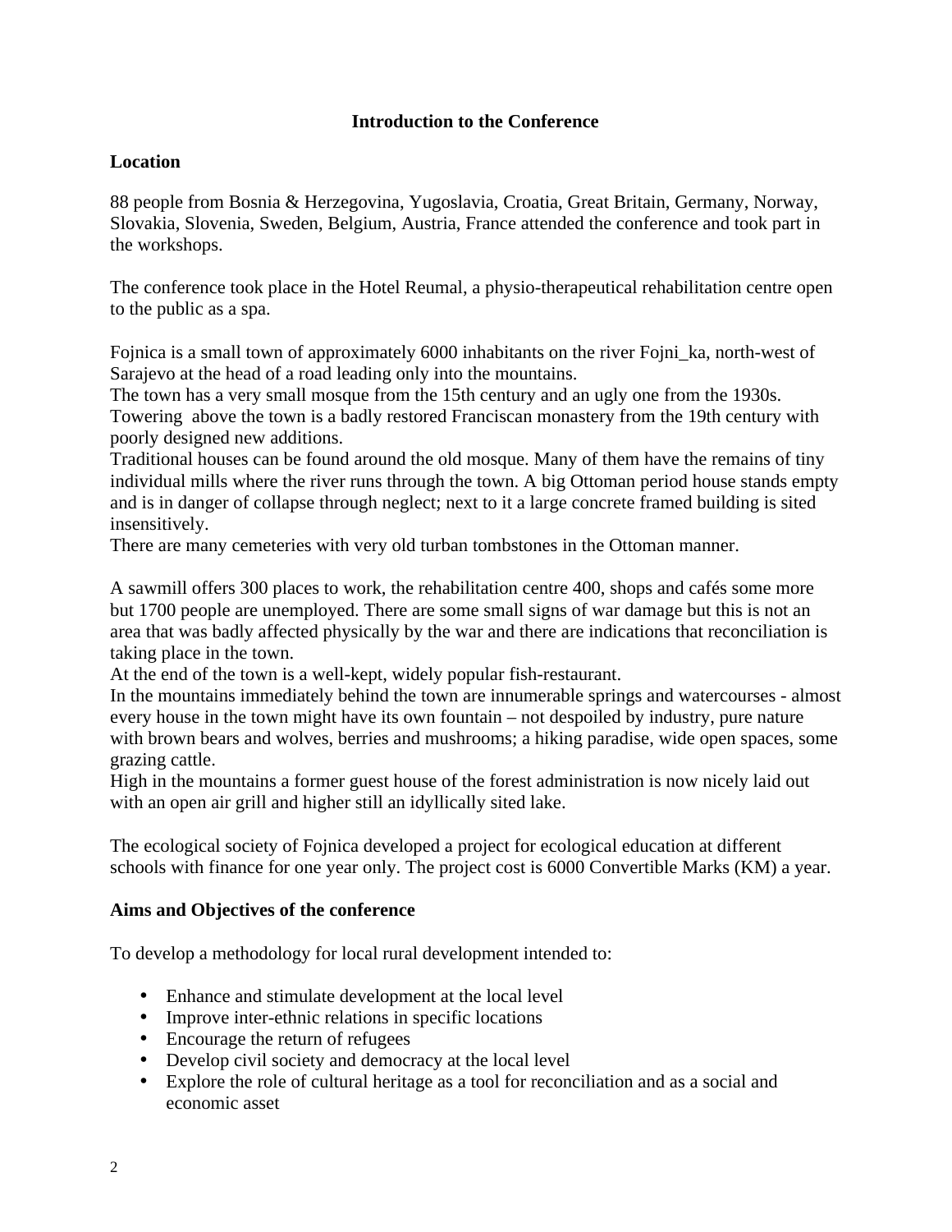# Introduction to the Conference

## Location

88 people from Bosnia & Herzegovina, Yugoslavia, Croatia, Great Britain, Germany, Norway, Slovakia, Slovenia, Sweden, Belgium, Austria, France attended the conference and took part in the workshops.

The conference took place in the Hotel Reumal, a physio-therapeutical rehabilitation centre open to the public as a spa.

Fojnica is a small town of approximately 6000 inhabitants on the river Fojni_ka, north-west of Sarajevo at the head of a road leading only into the mountains.
The town has a very small mosque from the 15th century and an ugly one from the 1930s. Towering above the town is a badly restored Franciscan monastery from the 19th century with poorly designed new additions.
Traditional houses can be found around the old mosque. Many of them have the remains of tiny individual mills where the river runs through the town. A big Ottoman period house stands empty and is in danger of collapse through neglect; next to it a large concrete framed building is sited insensitively.
There are many cemeteries with very old turban tombstones in the Ottoman manner.

A sawmill offers 300 places to work, the rehabilitation centre 400, shops and cafés some more but 1700 people are unemployed. There are some small signs of war damage but this is not an area that was badly affected physically by the war and there are indications that reconciliation is taking place in the town.
At the end of the town is a well-kept, widely popular fish-restaurant.
In the mountains immediately behind the town are innumerable springs and watercourses - almost every house in the town might have its own fountain – not despoiled by industry, pure nature with brown bears and wolves, berries and mushrooms; a hiking paradise, wide open spaces, some grazing cattle.
High in the mountains a former guest house of the forest administration is now nicely laid out with an open air grill and higher still an idyllically sited lake.

The ecological society of Fojnica developed a project for ecological education at different schools with finance for one year only. The project cost is 6000 Convertible Marks (KM) a year.

## Aims and Objectives of the conference

To develop a methodology for local rural development intended to:

- Enhance and stimulate development at the local level
- Improve inter-ethnic relations in specific locations
- Encourage the return of refugees
- Develop civil society and democracy at the local level
- Explore the role of cultural heritage as a tool for reconciliation and as a social and economic asset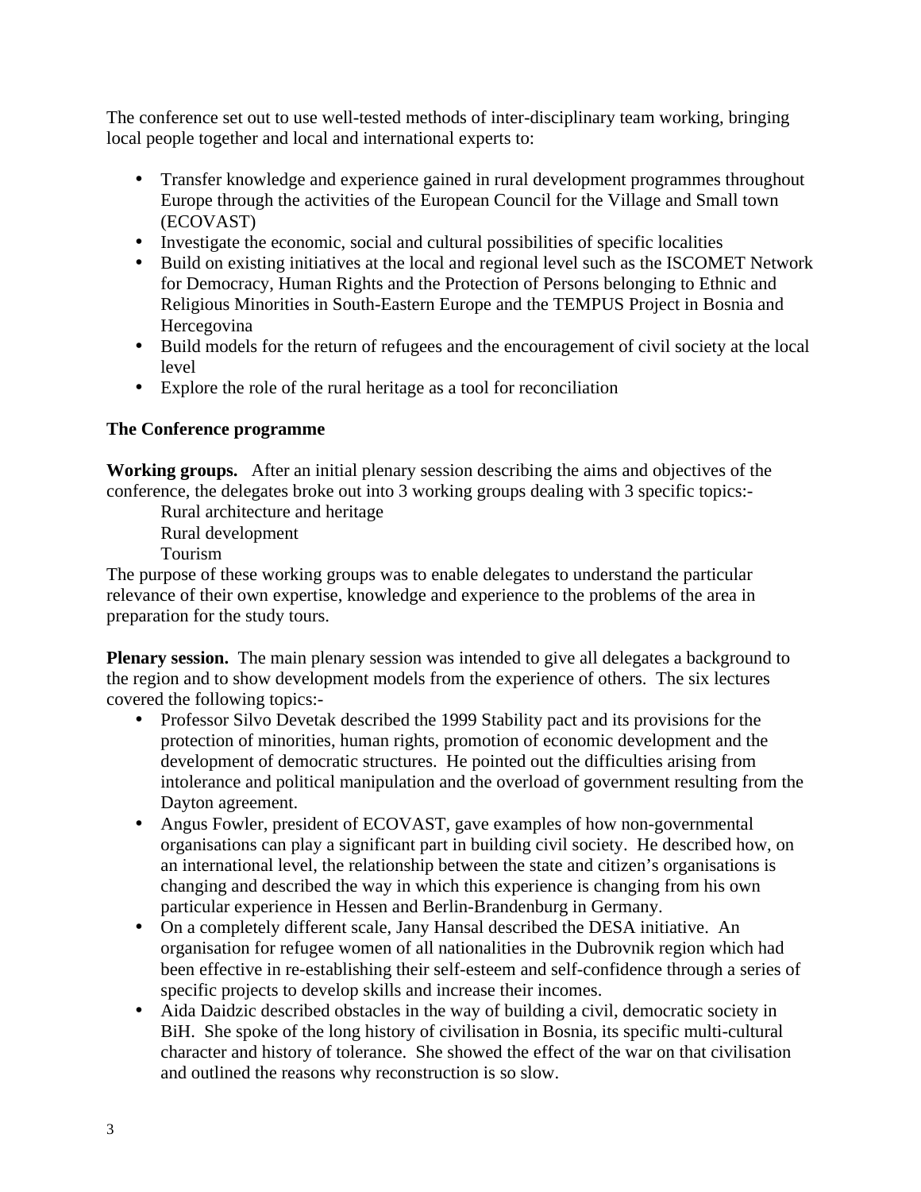The conference set out to use well-tested methods of inter-disciplinary team working, bringing local people together and local and international experts to:

- Transfer knowledge and experience gained in rural development programmes throughout Europe through the activities of the European Council for the Village and Small town (ECOVAST)
- Investigate the economic, social and cultural possibilities of specific localities
- Build on existing initiatives at the local and regional level such as the ISCOMET Network for Democracy, Human Rights and the Protection of Persons belonging to Ethnic and Religious Minorities in South-Eastern Europe and the TEMPUS Project in Bosnia and Hercegovina
- Build models for the return of refugees and the encouragement of civil society at the local level
- Explore the role of the rural heritage as a tool for reconciliation

**The Conference programme**

**Working groups.** After an initial plenary session describing the aims and objectives of the conference, the delegates broke out into 3 working groups dealing with 3 specific topics:-

Rural architecture and heritage
Rural development
Tourism

The purpose of these working groups was to enable delegates to understand the particular relevance of their own expertise, knowledge and experience to the problems of the area in preparation for the study tours.

**Plenary session.** The main plenary session was intended to give all delegates a background to the region and to show development models from the experience of others. The six lectures covered the following topics:-

- Professor Silvo Devetak described the 1999 Stability pact and its provisions for the protection of minorities, human rights, promotion of economic development and the development of democratic structures. He pointed out the difficulties arising from intolerance and political manipulation and the overload of government resulting from the Dayton agreement.
- Angus Fowler, president of ECOVAST, gave examples of how non-governmental organisations can play a significant part in building civil society. He described how, on an international level, the relationship between the state and citizen's organisations is changing and described the way in which this experience is changing from his own particular experience in Hessen and Berlin-Brandenburg in Germany.
- On a completely different scale, Jany Hansal described the DESA initiative. An organisation for refugee women of all nationalities in the Dubrovnik region which had been effective in re-establishing their self-esteem and self-confidence through a series of specific projects to develop skills and increase their incomes.
- Aida Daidzic described obstacles in the way of building a civil, democratic society in BiH. She spoke of the long history of civilisation in Bosnia, its specific multi-cultural character and history of tolerance. She showed the effect of the war on that civilisation and outlined the reasons why reconstruction is so slow.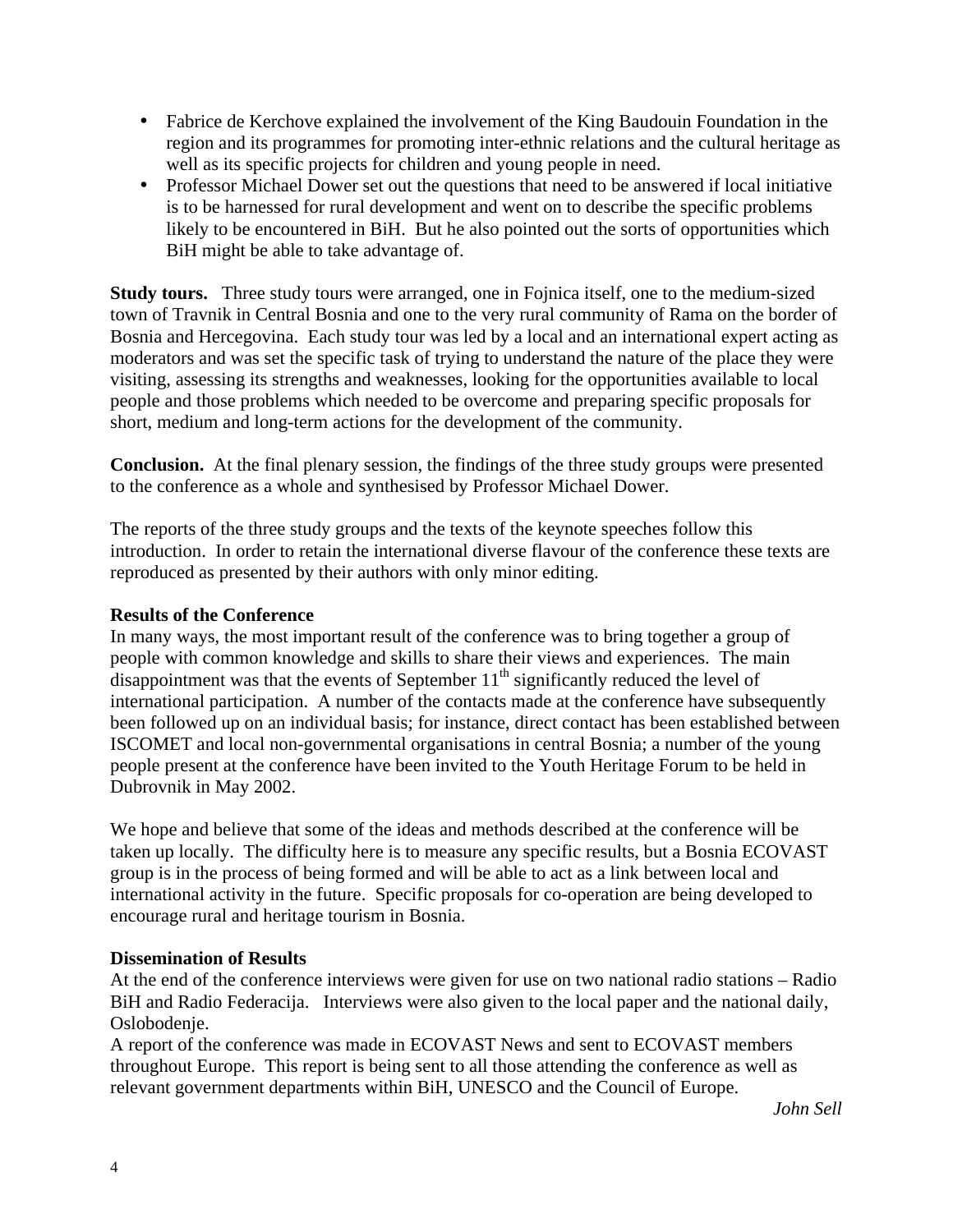- Fabrice de Kerchove explained the involvement of the King Baudouin Foundation in the region and its programmes for promoting inter-ethnic relations and the cultural heritage as well as its specific projects for children and young people in need.
- Professor Michael Dower set out the questions that need to be answered if local initiative is to be harnessed for rural development and went on to describe the specific problems likely to be encountered in BiH. But he also pointed out the sorts of opportunities which BiH might be able to take advantage of.

**Study tours.** Three study tours were arranged, one in Fojnica itself, one to the medium-sized town of Travnik in Central Bosnia and one to the very rural community of Rama on the border of Bosnia and Hercegovina. Each study tour was led by a local and an international expert acting as moderators and was set the specific task of trying to understand the nature of the place they were visiting, assessing its strengths and weaknesses, looking for the opportunities available to local people and those problems which needed to be overcome and preparing specific proposals for short, medium and long-term actions for the development of the community.

**Conclusion.** At the final plenary session, the findings of the three study groups were presented to the conference as a whole and synthesised by Professor Michael Dower.

The reports of the three study groups and the texts of the keynote speeches follow this introduction. In order to retain the international diverse flavour of the conference these texts are reproduced as presented by their authors with only minor editing.

**Results of the Conference**

In many ways, the most important result of the conference was to bring together a group of people with common knowledge and skills to share their views and experiences. The main disappointment was that the events of September 11th significantly reduced the level of international participation. A number of the contacts made at the conference have subsequently been followed up on an individual basis; for instance, direct contact has been established between ISCOMET and local non-governmental organisations in central Bosnia; a number of the young people present at the conference have been invited to the Youth Heritage Forum to be held in Dubrovnik in May 2002.

We hope and believe that some of the ideas and methods described at the conference will be taken up locally. The difficulty here is to measure any specific results, but a Bosnia ECOVAST group is in the process of being formed and will be able to act as a link between local and international activity in the future. Specific proposals for co-operation are being developed to encourage rural and heritage tourism in Bosnia.

**Dissemination of Results**

At the end of the conference interviews were given for use on two national radio stations – Radio BiH and Radio Federacija. Interviews were also given to the local paper and the national daily, Oslobodenje.

A report of the conference was made in ECOVAST News and sent to ECOVAST members throughout Europe. This report is being sent to all those attending the conference as well as relevant government departments within BiH, UNESCO and the Council of Europe.

*John Sell*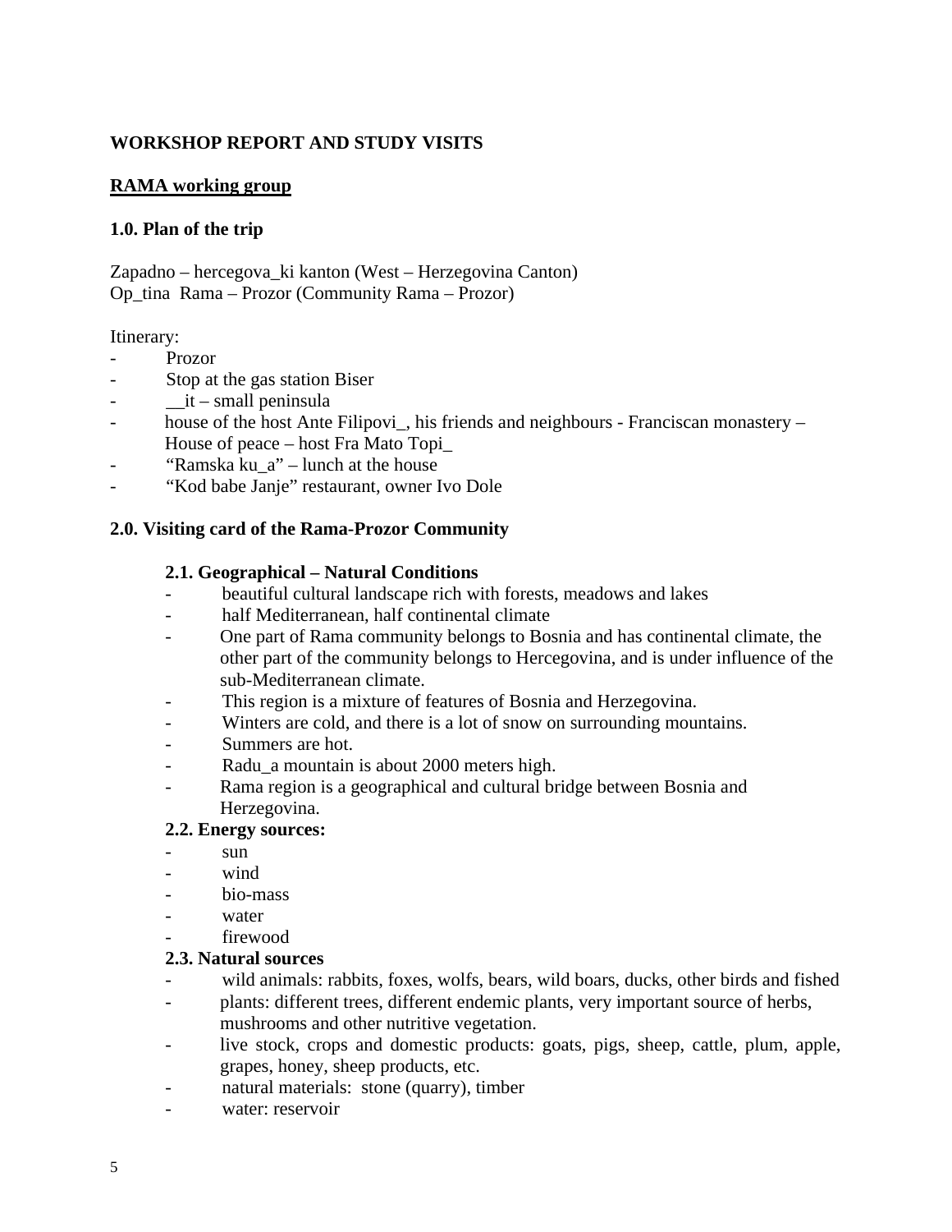**WORKSHOP REPORT AND STUDY VISITS**

**RAMA working group**

**1.0. Plan of the trip**

Zapadno – hercegova_ki kanton (West – Herzegovina Canton)
Op_tina  Rama – Prozor (Community Rama – Prozor)

Itinerary:

- Prozor
- Stop at the gas station Biser
- __it – small peninsula
- house of the host Ante Filipovi_, his friends and neighbours - Franciscan monastery – House of peace – host Fra Mato Topi_
- "Ramska ku_a" – lunch at the house
- "Kod babe Janje" restaurant, owner Ivo Dole

**2.0. Visiting card of the Rama-Prozor Community**

**2.1. Geographical – Natural Conditions**

- beautiful cultural landscape rich with forests, meadows and lakes
- half Mediterranean, half continental climate
- One part of Rama community belongs to Bosnia and has continental climate, the other part of the community belongs to Hercegovina, and is under influence of the sub-Mediterranean climate.
- This region is a mixture of features of Bosnia and Herzegovina.
- Winters are cold, and there is a lot of snow on surrounding mountains.
- Summers are hot.
- Radu_a mountain is about 2000 meters high.
- Rama region is a geographical and cultural bridge between Bosnia and Herzegovina.

**2.2. Energy sources:**

- sun
- wind
- bio-mass
- water
- firewood

**2.3. Natural sources**

- wild animals: rabbits, foxes, wolfs, bears, wild boars, ducks, other birds and fished
- plants: different trees, different endemic plants, very important source of herbs, mushrooms and other nutritive vegetation.
- live stock, crops and domestic products: goats, pigs, sheep, cattle, plum, apple, grapes, honey, sheep products, etc.
- natural materials: stone (quarry), timber
- water: reservoir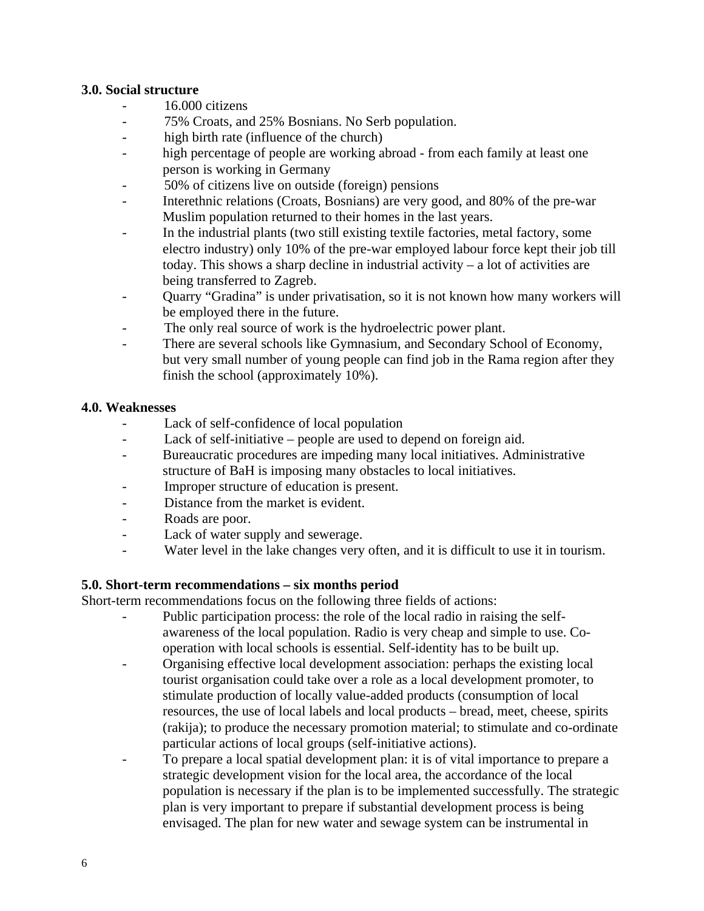**3.0. Social structure**

- 16.000 citizens
- 75% Croats, and 25% Bosnians. No Serb population.
- high birth rate (influence of the church)
- high percentage of people are working abroad - from each family at least one person is working in Germany
- 50% of citizens live on outside (foreign) pensions
- Interethnic relations (Croats, Bosnians) are very good, and 80% of the pre-war Muslim population returned to their homes in the last years.
- In the industrial plants (two still existing textile factories, metal factory, some electro industry) only 10% of the pre-war employed labour force kept their job till today. This shows a sharp decline in industrial activity – a lot of activities are being transferred to Zagreb.
- Quarry "Gradina" is under privatisation, so it is not known how many workers will be employed there in the future.
- The only real source of work is the hydroelectric power plant.
- There are several schools like Gymnasium, and Secondary School of Economy, but very small number of young people can find job in the Rama region after they finish the school (approximately 10%).

**4.0. Weaknesses**

- Lack of self-confidence of local population
- Lack of self-initiative – people are used to depend on foreign aid.
- Bureaucratic procedures are impeding many local initiatives. Administrative structure of BaH is imposing many obstacles to local initiatives.
- Improper structure of education is present.
- Distance from the market is evident.
- Roads are poor.
- Lack of water supply and sewerage.
- Water level in the lake changes very often, and it is difficult to use it in tourism.

**5.0. Short-term recommendations – six months period**

Short-term recommendations focus on the following three fields of actions:

- Public participation process: the role of the local radio in raising the self-awareness of the local population. Radio is very cheap and simple to use. Co-operation with local schools is essential. Self-identity has to be built up.
- Organising effective local development association: perhaps the existing local tourist organisation could take over a role as a local development promoter, to stimulate production of locally value-added products (consumption of local resources, the use of local labels and local products – bread, meet, cheese, spirits (rakija); to produce the necessary promotion material; to stimulate and co-ordinate particular actions of local groups (self-initiative actions).
- To prepare a local spatial development plan: it is of vital importance to prepare a strategic development vision for the local area, the accordance of the local population is necessary if the plan is to be implemented successfully. The strategic plan is very important to prepare if substantial development process is being envisaged. The plan for new water and sewage system can be instrumental in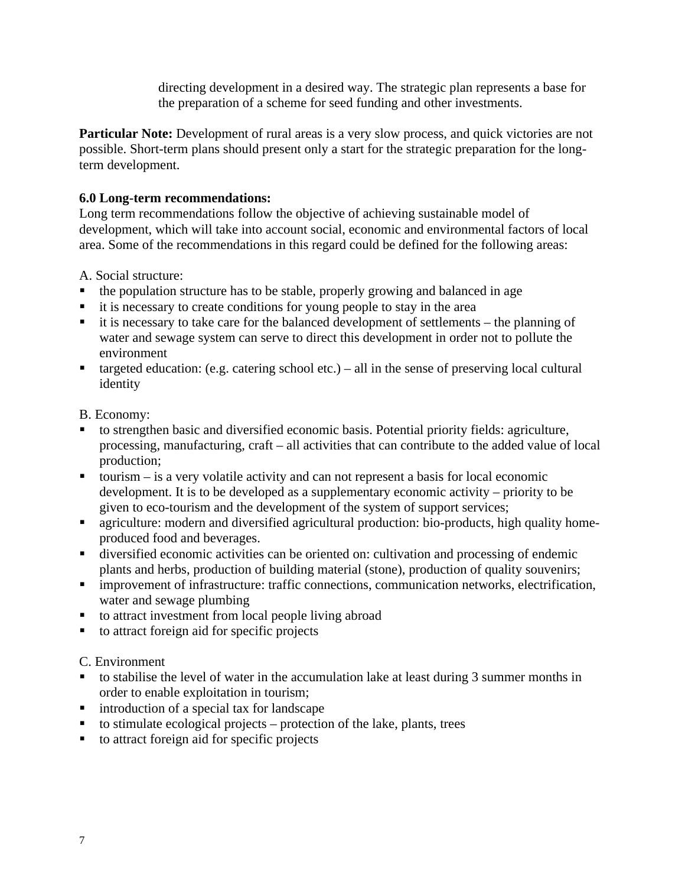directing development in a desired way. The strategic plan represents a base for the preparation of a scheme for seed funding and other investments.

**Particular Note:** Development of rural areas is a very slow process, and quick victories are not possible. Short-term plans should present only a start for the strategic preparation for the long-term development.

**6.0 Long-term recommendations:**

Long term recommendations follow the objective of achieving sustainable model of development, which will take into account social, economic and environmental factors of local area. Some of the recommendations in this regard could be defined for the following areas:

A. Social structure:

- the population structure has to be stable, properly growing and balanced in age
- it is necessary to create conditions for young people to stay in the area
- it is necessary to take care for the balanced development of settlements – the planning of water and sewage system can serve to direct this development in order not to pollute the environment
- targeted education: (e.g. catering school etc.) – all in the sense of preserving local cultural identity

B. Economy:

- to strengthen basic and diversified economic basis. Potential priority fields: agriculture, processing, manufacturing, craft – all activities that can contribute to the added value of local production;
- tourism – is a very volatile activity and can not represent a basis for local economic development. It is to be developed as a supplementary economic activity – priority to be given to eco-tourism and the development of the system of support services;
- agriculture: modern and diversified agricultural production: bio-products, high quality home-produced food and beverages.
- diversified economic activities can be oriented on: cultivation and processing of endemic plants and herbs, production of building material (stone), production of quality souvenirs;
- improvement of infrastructure: traffic connections, communication networks, electrification, water and sewage plumbing
- to attract investment from local people living abroad
- to attract foreign aid for specific projects

C. Environment

- to stabilise the level of water in the accumulation lake at least during 3 summer months in order to enable exploitation in tourism;
- introduction of a special tax for landscape
- to stimulate ecological projects – protection of the lake, plants, trees
- to attract foreign aid for specific projects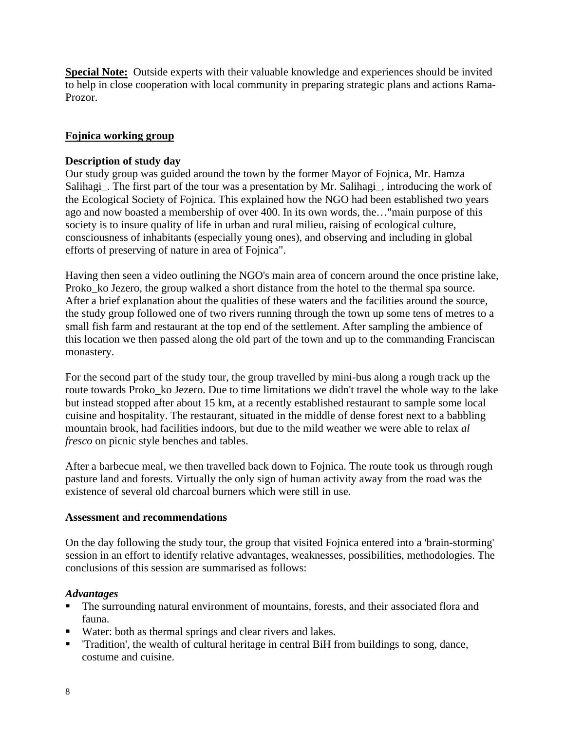**Special Note:** Outside experts with their valuable knowledge and experiences should be invited to help in close cooperation with local community in preparing strategic plans and actions Rama-Prozor.

## Fojnica working group

### Description of study day

Our study group was guided around the town by the former Mayor of Fojnica, Mr. Hamza Salihagi_. The first part of the tour was a presentation by Mr. Salihagi_, introducing the work of the Ecological Society of Fojnica. This explained how the NGO had been established two years ago and now boasted a membership of over 400. In its own words, the…"main purpose of this society is to insure quality of life in urban and rural milieu, raising of ecological culture, consciousness of inhabitants (especially young ones), and observing and including in global efforts of preserving of nature in area of Fojnica".

Having then seen a video outlining the NGO's main area of concern around the once pristine lake, Proko_ko Jezero, the group walked a short distance from the hotel to the thermal spa source. After a brief explanation about the qualities of these waters and the facilities around the source, the study group followed one of two rivers running through the town up some tens of metres to a small fish farm and restaurant at the top end of the settlement. After sampling the ambience of this location we then passed along the old part of the town and up to the commanding Franciscan monastery.

For the second part of the study tour, the group travelled by mini-bus along a rough track up the route towards Proko_ko Jezero. Due to time limitations we didn't travel the whole way to the lake but instead stopped after about 15 km, at a recently established restaurant to sample some local cuisine and hospitality. The restaurant, situated in the middle of dense forest next to a babbling mountain brook, had facilities indoors, but due to the mild weather we were able to relax *al fresco* on picnic style benches and tables.

After a barbecue meal, we then travelled back down to Fojnica. The route took us through rough pasture land and forests. Virtually the only sign of human activity away from the road was the existence of several old charcoal burners which were still in use.

### Assessment and recommendations

On the day following the study tour, the group that visited Fojnica entered into a 'brain-storming' session in an effort to identify relative advantages, weaknesses, possibilities, methodologies. The conclusions of this session are summarised as follows:

***Advantages***

- The surrounding natural environment of mountains, forests, and their associated flora and fauna.
- Water: both as thermal springs and clear rivers and lakes.
- 'Tradition', the wealth of cultural heritage in central BiH from buildings to song, dance, costume and cuisine.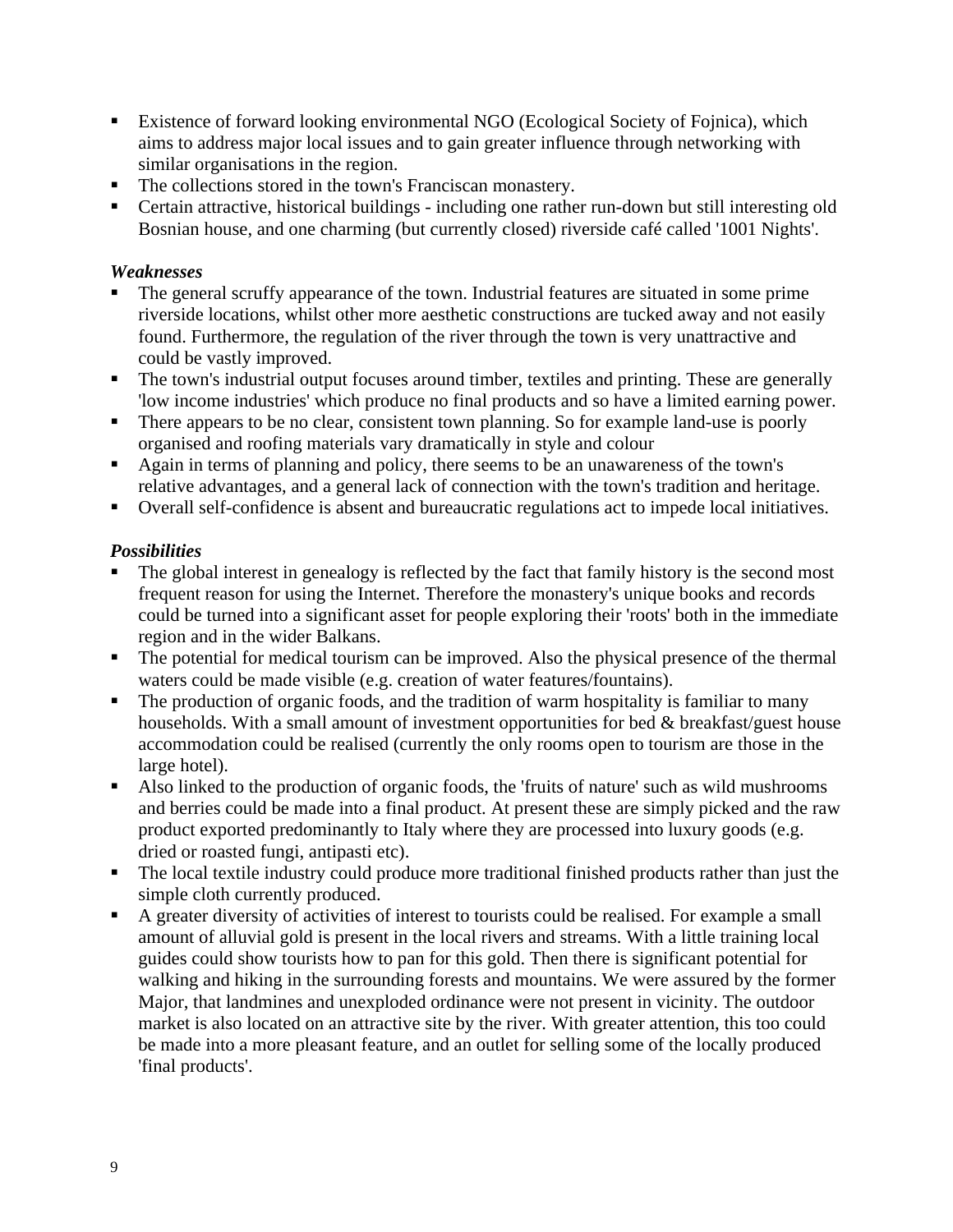- Existence of forward looking environmental NGO (Ecological Society of Fojnica), which aims to address major local issues and to gain greater influence through networking with similar organisations in the region.
- The collections stored in the town's Franciscan monastery.
- Certain attractive, historical buildings - including one rather run-down but still interesting old Bosnian house, and one charming (but currently closed) riverside café called '1001 Nights'.

***Weaknesses***

- The general scruffy appearance of the town. Industrial features are situated in some prime riverside locations, whilst other more aesthetic constructions are tucked away and not easily found. Furthermore, the regulation of the river through the town is very unattractive and could be vastly improved.
- The town's industrial output focuses around timber, textiles and printing. These are generally 'low income industries' which produce no final products and so have a limited earning power.
- There appears to be no clear, consistent town planning. So for example land-use is poorly organised and roofing materials vary dramatically in style and colour
- Again in terms of planning and policy, there seems to be an unawareness of the town's relative advantages, and a general lack of connection with the town's tradition and heritage.
- Overall self-confidence is absent and bureaucratic regulations act to impede local initiatives.

***Possibilities***

- The global interest in genealogy is reflected by the fact that family history is the second most frequent reason for using the Internet. Therefore the monastery's unique books and records could be turned into a significant asset for people exploring their 'roots' both in the immediate region and in the wider Balkans.
- The potential for medical tourism can be improved. Also the physical presence of the thermal waters could be made visible (e.g. creation of water features/fountains).
- The production of organic foods, and the tradition of warm hospitality is familiar to many households. With a small amount of investment opportunities for bed & breakfast/guest house accommodation could be realised (currently the only rooms open to tourism are those in the large hotel).
- Also linked to the production of organic foods, the 'fruits of nature' such as wild mushrooms and berries could be made into a final product. At present these are simply picked and the raw product exported predominantly to Italy where they are processed into luxury goods (e.g. dried or roasted fungi, antipasti etc).
- The local textile industry could produce more traditional finished products rather than just the simple cloth currently produced.
- A greater diversity of activities of interest to tourists could be realised. For example a small amount of alluvial gold is present in the local rivers and streams. With a little training local guides could show tourists how to pan for this gold. Then there is significant potential for walking and hiking in the surrounding forests and mountains. We were assured by the former Major, that landmines and unexploded ordinance were not present in vicinity. The outdoor market is also located on an attractive site by the river. With greater attention, this too could be made into a more pleasant feature, and an outlet for selling some of the locally produced 'final products'.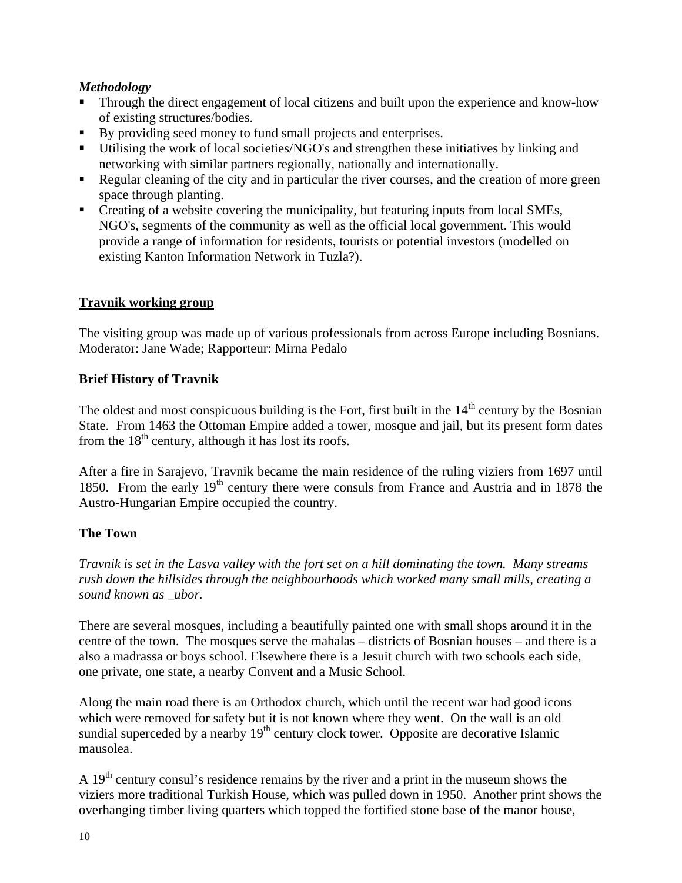*Methodology*

- Through the direct engagement of local citizens and built upon the experience and know-how of existing structures/bodies.
- By providing seed money to fund small projects and enterprises.
- Utilising the work of local societies/NGO's and strengthen these initiatives by linking and networking with similar partners regionally, nationally and internationally.
- Regular cleaning of the city and in particular the river courses, and the creation of more green space through planting.
- Creating of a website covering the municipality, but featuring inputs from local SMEs, NGO's, segments of the community as well as the official local government. This would provide a range of information for residents, tourists or potential investors (modelled on existing Kanton Information Network in Tuzla?).

## Travnik working group

The visiting group was made up of various professionals from across Europe including Bosnians. Moderator: Jane Wade; Rapporteur: Mirna Pedalo

### Brief History of Travnik

The oldest and most conspicuous building is the Fort, first built in the 14th century by the Bosnian State. From 1463 the Ottoman Empire added a tower, mosque and jail, but its present form dates from the 18th century, although it has lost its roofs.

After a fire in Sarajevo, Travnik became the main residence of the ruling viziers from 1697 until 1850. From the early 19th century there were consuls from France and Austria and in 1878 the Austro-Hungarian Empire occupied the country.

### The Town

*Travnik is set in the Lasva valley with the fort set on a hill dominating the town. Many streams rush down the hillsides through the neighbourhoods which worked many small mills, creating a sound known as _ubor.*

There are several mosques, including a beautifully painted one with small shops around it in the centre of the town. The mosques serve the mahalas – districts of Bosnian houses – and there is a also a madrassa or boys school. Elsewhere there is a Jesuit church with two schools each side, one private, one state, a nearby Convent and a Music School.

Along the main road there is an Orthodox church, which until the recent war had good icons which were removed for safety but it is not known where they went. On the wall is an old sundial superceded by a nearby 19th century clock tower. Opposite are decorative Islamic mausolea.

A 19th century consul's residence remains by the river and a print in the museum shows the viziers more traditional Turkish House, which was pulled down in 1950. Another print shows the overhanging timber living quarters which topped the fortified stone base of the manor house,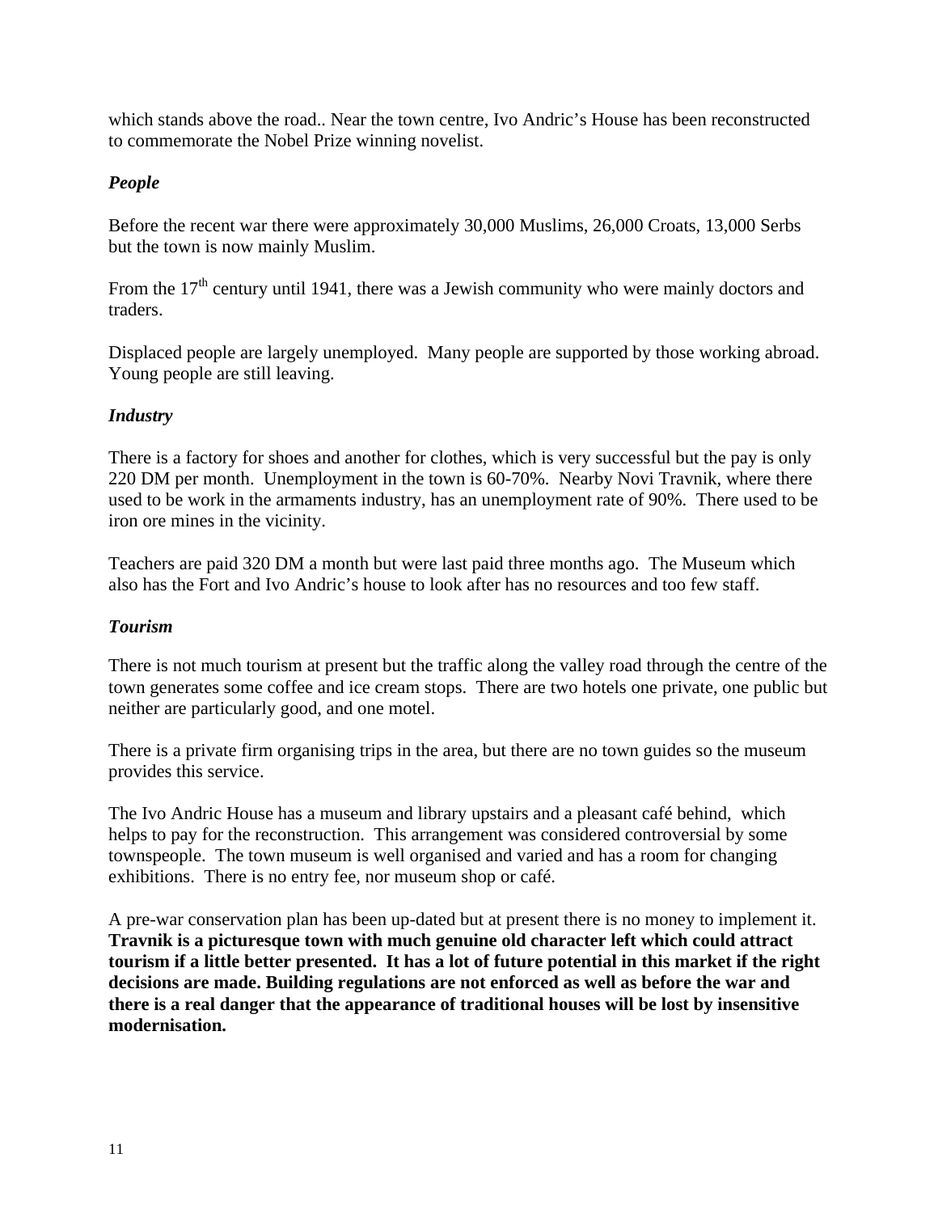which stands above the road.. Near the town centre, Ivo Andric's House has been reconstructed to commemorate the Nobel Prize winning novelist.

### *People*

Before the recent war there were approximately 30,000 Muslims, 26,000 Croats, 13,000 Serbs but the town is now mainly Muslim.

From the 17th century until 1941, there was a Jewish community who were mainly doctors and traders.

Displaced people are largely unemployed. Many people are supported by those working abroad. Young people are still leaving.

### *Industry*

There is a factory for shoes and another for clothes, which is very successful but the pay is only 220 DM per month. Unemployment in the town is 60-70%. Nearby Novi Travnik, where there used to be work in the armaments industry, has an unemployment rate of 90%. There used to be iron ore mines in the vicinity.

Teachers are paid 320 DM a month but were last paid three months ago. The Museum which also has the Fort and Ivo Andric's house to look after has no resources and too few staff.

### *Tourism*

There is not much tourism at present but the traffic along the valley road through the centre of the town generates some coffee and ice cream stops. There are two hotels one private, one public but neither are particularly good, and one motel.

There is a private firm organising trips in the area, but there are no town guides so the museum provides this service.

The Ivo Andric House has a museum and library upstairs and a pleasant café behind, which helps to pay for the reconstruction. This arrangement was considered controversial by some townspeople. The town museum is well organised and varied and has a room for changing exhibitions. There is no entry fee, nor museum shop or café.

A pre-war conservation plan has been up-dated but at present there is no money to implement it. **Travnik is a picturesque town with much genuine old character left which could attract tourism if a little better presented. It has a lot of future potential in this market if the right decisions are made. Building regulations are not enforced as well as before the war and there is a real danger that the appearance of traditional houses will be lost by insensitive modernisation.**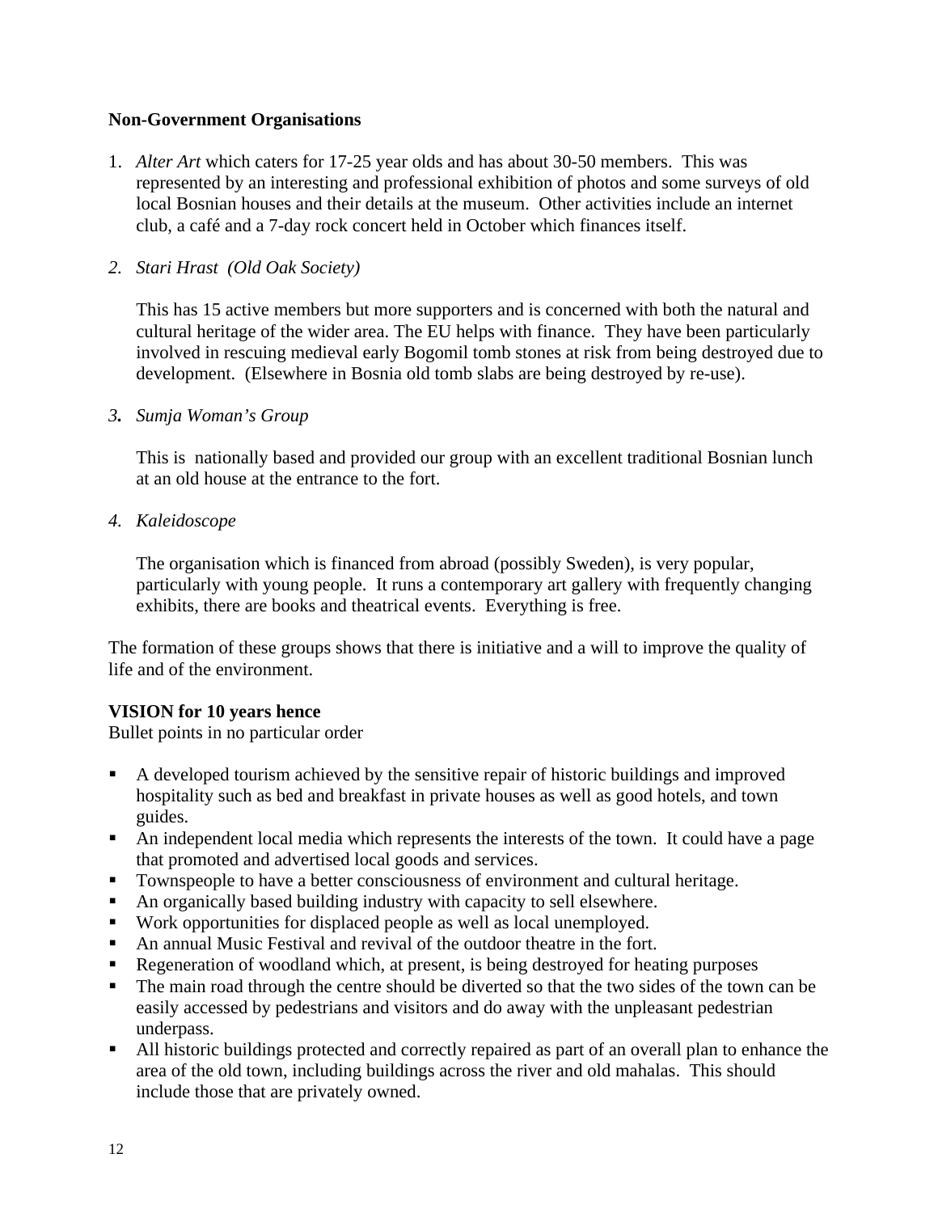**Non-Government Organisations**

1. *Alter Art* which caters for 17-25 year olds and has about 30-50 members. This was represented by an interesting and professional exhibition of photos and some surveys of old local Bosnian houses and their details at the museum. Other activities include an internet club, a café and a 7-day rock concert held in October which finances itself.

2. *Stari Hrast (Old Oak Society)*

   This has 15 active members but more supporters and is concerned with both the natural and cultural heritage of the wider area. The EU helps with finance. They have been particularly involved in rescuing medieval early Bogomil tomb stones at risk from being destroyed due to development. (Elsewhere in Bosnia old tomb slabs are being destroyed by re-use).

3. *Sumja Woman's Group*

   This is nationally based and provided our group with an excellent traditional Bosnian lunch at an old house at the entrance to the fort.

4. *Kaleidoscope*

   The organisation which is financed from abroad (possibly Sweden), is very popular, particularly with young people. It runs a contemporary art gallery with frequently changing exhibits, there are books and theatrical events. Everything is free.

The formation of these groups shows that there is initiative and a will to improve the quality of life and of the environment.

**VISION for 10 years hence**

Bullet points in no particular order

- A developed tourism achieved by the sensitive repair of historic buildings and improved hospitality such as bed and breakfast in private houses as well as good hotels, and town guides.
- An independent local media which represents the interests of the town. It could have a page that promoted and advertised local goods and services.
- Townspeople to have a better consciousness of environment and cultural heritage.
- An organically based building industry with capacity to sell elsewhere.
- Work opportunities for displaced people as well as local unemployed.
- An annual Music Festival and revival of the outdoor theatre in the fort.
- Regeneration of woodland which, at present, is being destroyed for heating purposes
- The main road through the centre should be diverted so that the two sides of the town can be easily accessed by pedestrians and visitors and do away with the unpleasant pedestrian underpass.
- All historic buildings protected and correctly repaired as part of an overall plan to enhance the area of the old town, including buildings across the river and old mahalas. This should include those that are privately owned.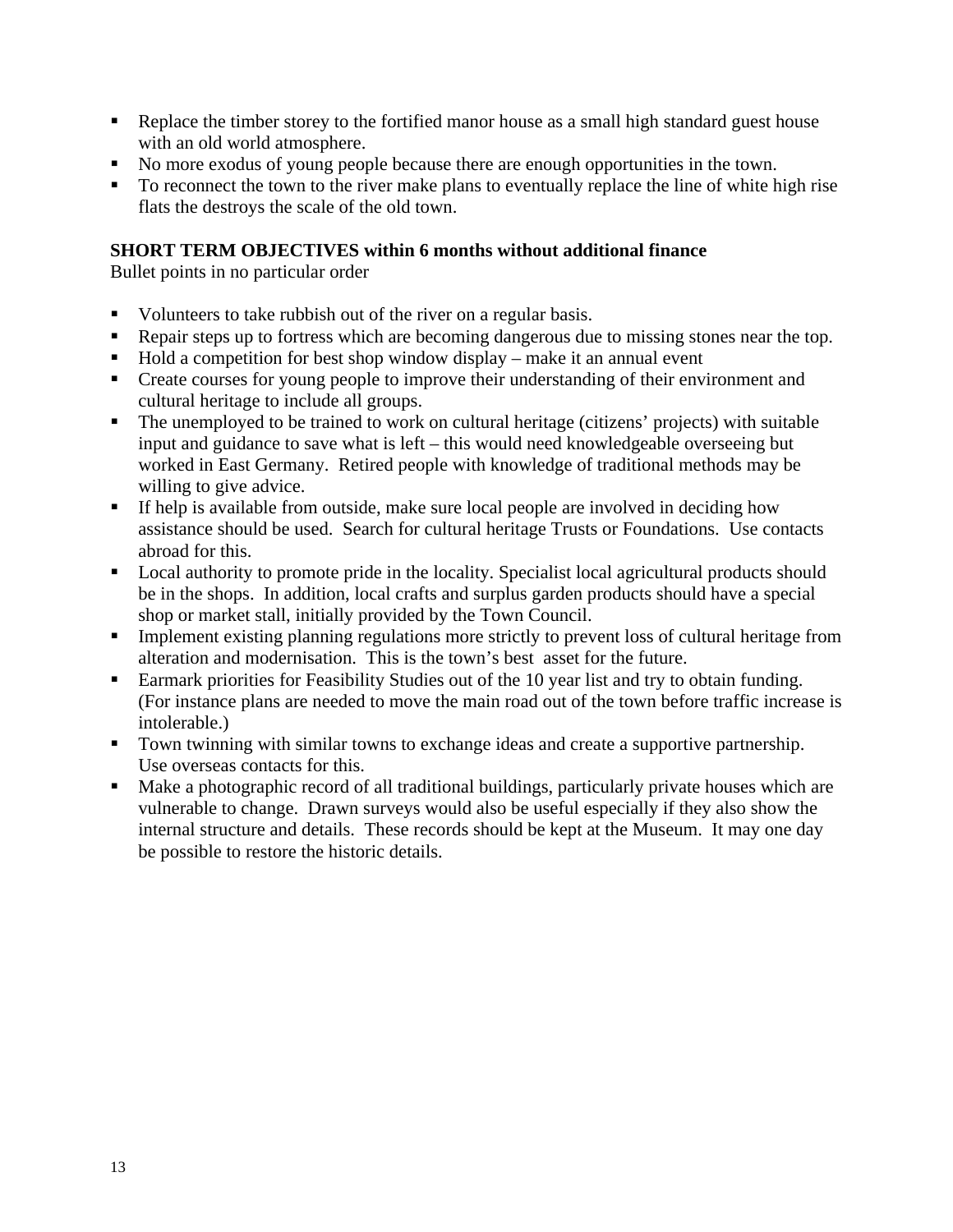- Replace the timber storey to the fortified manor house as a small high standard guest house with an old world atmosphere.
- No more exodus of young people because there are enough opportunities in the town.
- To reconnect the town to the river make plans to eventually replace the line of white high rise flats the destroys the scale of the old town.

**SHORT TERM OBJECTIVES within 6 months without additional finance**

Bullet points in no particular order

- Volunteers to take rubbish out of the river on a regular basis.
- Repair steps up to fortress which are becoming dangerous due to missing stones near the top.
- Hold a competition for best shop window display – make it an annual event
- Create courses for young people to improve their understanding of their environment and cultural heritage to include all groups.
- The unemployed to be trained to work on cultural heritage (citizens' projects) with suitable input and guidance to save what is left – this would need knowledgeable overseeing but worked in East Germany. Retired people with knowledge of traditional methods may be willing to give advice.
- If help is available from outside, make sure local people are involved in deciding how assistance should be used. Search for cultural heritage Trusts or Foundations. Use contacts abroad for this.
- Local authority to promote pride in the locality. Specialist local agricultural products should be in the shops. In addition, local crafts and surplus garden products should have a special shop or market stall, initially provided by the Town Council.
- Implement existing planning regulations more strictly to prevent loss of cultural heritage from alteration and modernisation. This is the town's best asset for the future.
- Earmark priorities for Feasibility Studies out of the 10 year list and try to obtain funding. (For instance plans are needed to move the main road out of the town before traffic increase is intolerable.)
- Town twinning with similar towns to exchange ideas and create a supportive partnership. Use overseas contacts for this.
- Make a photographic record of all traditional buildings, particularly private houses which are vulnerable to change. Drawn surveys would also be useful especially if they also show the internal structure and details. These records should be kept at the Museum. It may one day be possible to restore the historic details.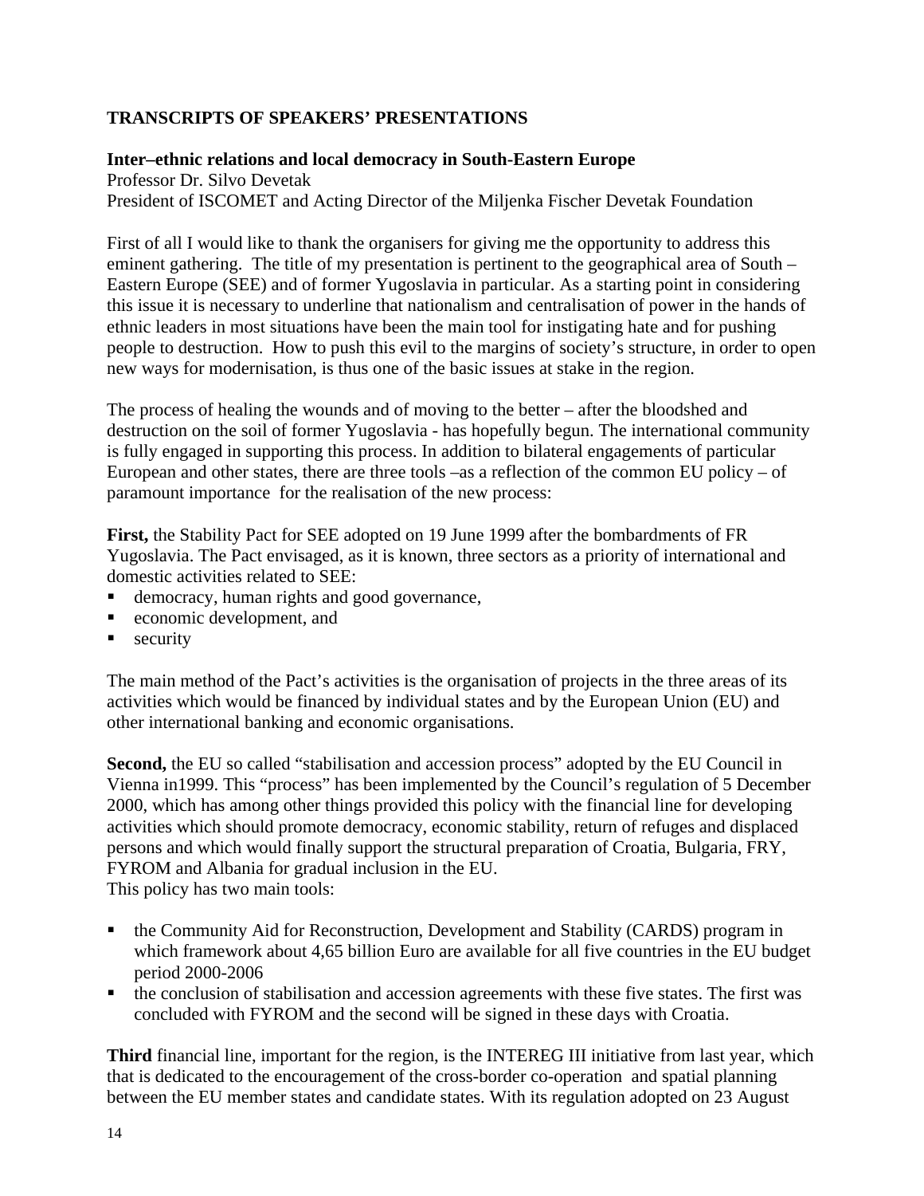## TRANSCRIPTS OF SPEAKERS' PRESENTATIONS

### Inter–ethnic relations and local democracy in South-Eastern Europe

Professor Dr. Silvo Devetak
President of ISCOMET and Acting Director of the Miljenka Fischer Devetak Foundation

First of all I would like to thank the organisers for giving me the opportunity to address this eminent gathering. The title of my presentation is pertinent to the geographical area of South – Eastern Europe (SEE) and of former Yugoslavia in particular. As a starting point in considering this issue it is necessary to underline that nationalism and centralisation of power in the hands of ethnic leaders in most situations have been the main tool for instigating hate and for pushing people to destruction. How to push this evil to the margins of society's structure, in order to open new ways for modernisation, is thus one of the basic issues at stake in the region.

The process of healing the wounds and of moving to the better – after the bloodshed and destruction on the soil of former Yugoslavia - has hopefully begun. The international community is fully engaged in supporting this process. In addition to bilateral engagements of particular European and other states, there are three tools –as a reflection of the common EU policy – of paramount importance for the realisation of the new process:

**First,** the Stability Pact for SEE adopted on 19 June 1999 after the bombardments of FR Yugoslavia. The Pact envisaged, as it is known, three sectors as a priority of international and domestic activities related to SEE:

- democracy, human rights and good governance,
- economic development, and
- security

The main method of the Pact's activities is the organisation of projects in the three areas of its activities which would be financed by individual states and by the European Union (EU) and other international banking and economic organisations.

**Second,** the EU so called "stabilisation and accession process" adopted by the EU Council in Vienna in1999. This "process" has been implemented by the Council's regulation of 5 December 2000, which has among other things provided this policy with the financial line for developing activities which should promote democracy, economic stability, return of refuges and displaced persons and which would finally support the structural preparation of Croatia, Bulgaria, FRY, FYROM and Albania for gradual inclusion in the EU.
This policy has two main tools:

- the Community Aid for Reconstruction, Development and Stability (CARDS) program in which framework about 4,65 billion Euro are available for all five countries in the EU budget period 2000-2006
- the conclusion of stabilisation and accession agreements with these five states. The first was concluded with FYROM and the second will be signed in these days with Croatia.

**Third** financial line, important for the region, is the INTEREG III initiative from last year, which that is dedicated to the encouragement of the cross-border co-operation and spatial planning between the EU member states and candidate states. With its regulation adopted on 23 August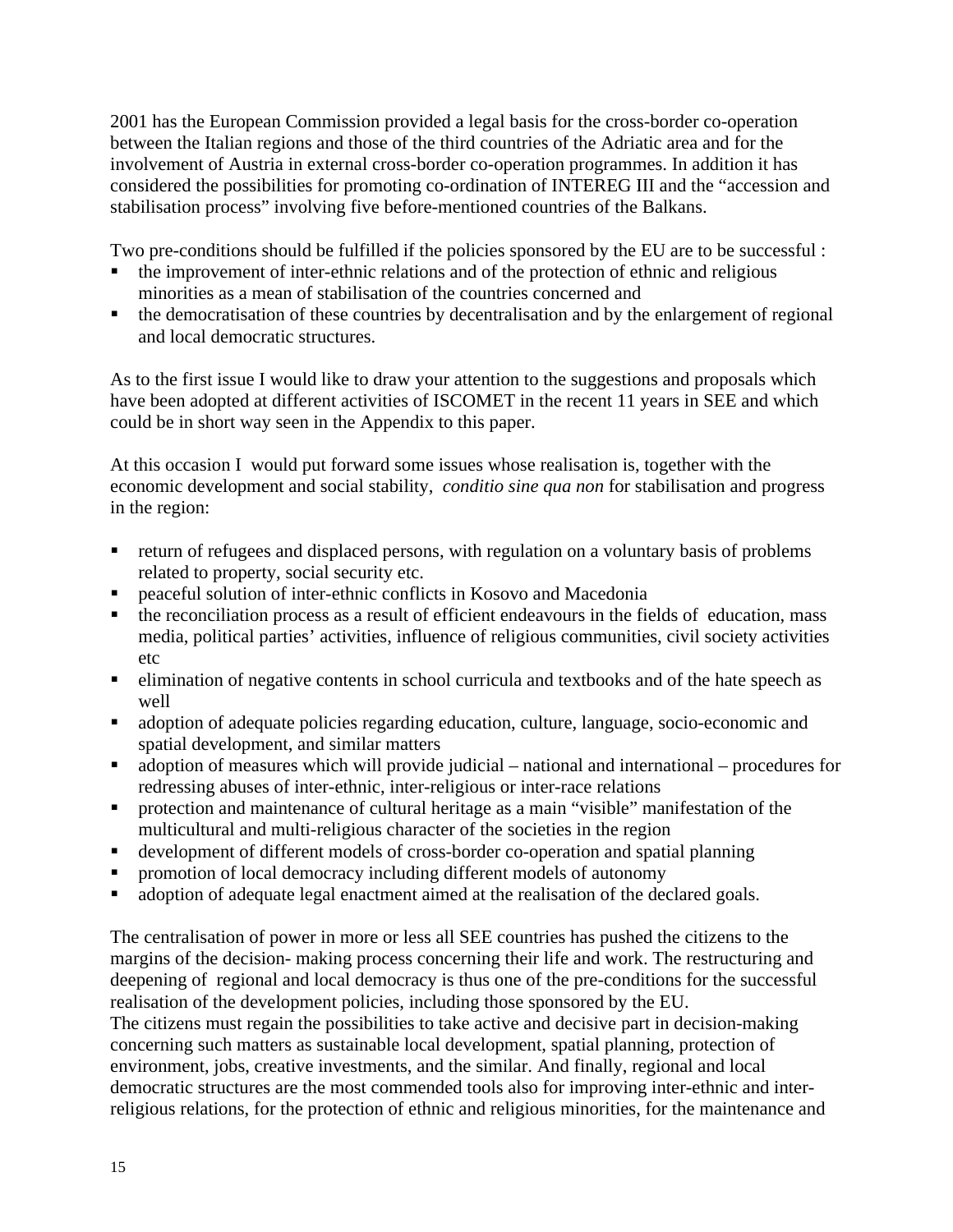2001 has the European Commission provided a legal basis for the cross-border co-operation between the Italian regions and those of the third countries of the Adriatic area and for the involvement of Austria in external cross-border co-operation programmes. In addition it has considered the possibilities for promoting co-ordination of INTEREG III and the "accession and stabilisation process" involving five before-mentioned countries of the Balkans.

Two pre-conditions should be fulfilled if the policies sponsored by the EU are to be successful :

- the improvement of inter-ethnic relations and of the protection of ethnic and religious minorities as a mean of stabilisation of the countries concerned and
- the democratisation of these countries by decentralisation and by the enlargement of regional and local democratic structures.

As to the first issue I would like to draw your attention to the suggestions and proposals which have been adopted at different activities of ISCOMET in the recent 11 years in SEE and which could be in short way seen in the Appendix to this paper.

At this occasion I would put forward some issues whose realisation is, together with the economic development and social stability, *conditio sine qua non* for stabilisation and progress in the region:

- return of refugees and displaced persons, with regulation on a voluntary basis of problems related to property, social security etc.
- peaceful solution of inter-ethnic conflicts in Kosovo and Macedonia
- the reconciliation process as a result of efficient endeavours in the fields of education, mass media, political parties' activities, influence of religious communities, civil society activities etc
- elimination of negative contents in school curricula and textbooks and of the hate speech as well
- adoption of adequate policies regarding education, culture, language, socio-economic and spatial development, and similar matters
- adoption of measures which will provide judicial – national and international – procedures for redressing abuses of inter-ethnic, inter-religious or inter-race relations
- protection and maintenance of cultural heritage as a main "visible" manifestation of the multicultural and multi-religious character of the societies in the region
- development of different models of cross-border co-operation and spatial planning
- promotion of local democracy including different models of autonomy
- adoption of adequate legal enactment aimed at the realisation of the declared goals.

The centralisation of power in more or less all SEE countries has pushed the citizens to the margins of the decision- making process concerning their life and work. The restructuring and deepening of regional and local democracy is thus one of the pre-conditions for the successful realisation of the development policies, including those sponsored by the EU.
The citizens must regain the possibilities to take active and decisive part in decision-making concerning such matters as sustainable local development, spatial planning, protection of environment, jobs, creative investments, and the similar. And finally, regional and local democratic structures are the most commended tools also for improving inter-ethnic and inter-religious relations, for the protection of ethnic and religious minorities, for the maintenance and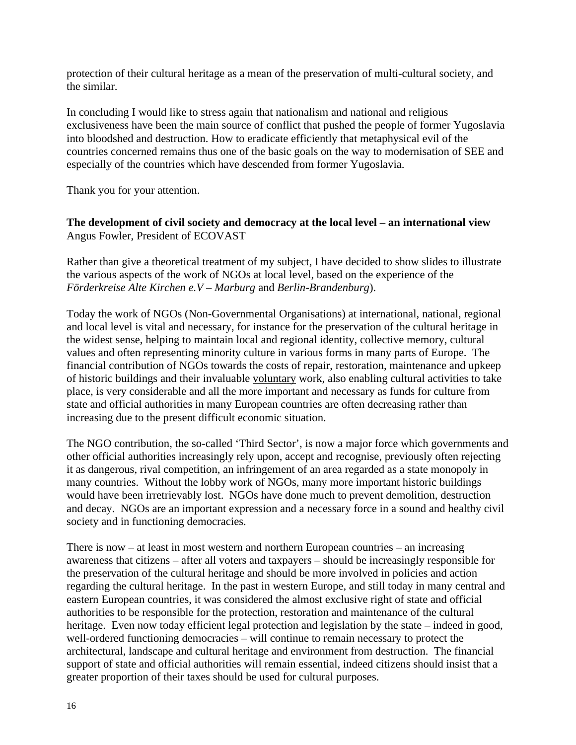protection of their cultural heritage as a mean of the preservation of multi-cultural society, and the similar.

In concluding I would like to stress again that nationalism and national and religious exclusiveness have been the main source of conflict that pushed the people of former Yugoslavia into bloodshed and destruction. How to eradicate efficiently that metaphysical evil of the countries concerned remains thus one of the basic goals on the way to modernisation of SEE and especially of the countries which have descended from former Yugoslavia.

Thank you for your attention.

**The development of civil society and democracy at the local level – an international view**
Angus Fowler, President of ECOVAST

Rather than give a theoretical treatment of my subject, I have decided to show slides to illustrate the various aspects of the work of NGOs at local level, based on the experience of the *Förderkreise Alte Kirchen e.V – Marburg* and *Berlin-Brandenburg*).

Today the work of NGOs (Non-Governmental Organisations) at international, national, regional and local level is vital and necessary, for instance for the preservation of the cultural heritage in the widest sense, helping to maintain local and regional identity, collective memory, cultural values and often representing minority culture in various forms in many parts of Europe. The financial contribution of NGOs towards the costs of repair, restoration, maintenance and upkeep of historic buildings and their invaluable <u>voluntary</u> work, also enabling cultural activities to take place, is very considerable and all the more important and necessary as funds for culture from state and official authorities in many European countries are often decreasing rather than increasing due to the present difficult economic situation.

The NGO contribution, the so-called 'Third Sector', is now a major force which governments and other official authorities increasingly rely upon, accept and recognise, previously often rejecting it as dangerous, rival competition, an infringement of an area regarded as a state monopoly in many countries. Without the lobby work of NGOs, many more important historic buildings would have been irretrievably lost. NGOs have done much to prevent demolition, destruction and decay. NGOs are an important expression and a necessary force in a sound and healthy civil society and in functioning democracies.

There is now – at least in most western and northern European countries – an increasing awareness that citizens – after all voters and taxpayers – should be increasingly responsible for the preservation of the cultural heritage and should be more involved in policies and action regarding the cultural heritage. In the past in western Europe, and still today in many central and eastern European countries, it was considered the almost exclusive right of state and official authorities to be responsible for the protection, restoration and maintenance of the cultural heritage. Even now today efficient legal protection and legislation by the state – indeed in good, well-ordered functioning democracies – will continue to remain necessary to protect the architectural, landscape and cultural heritage and environment from destruction. The financial support of state and official authorities will remain essential, indeed citizens should insist that a greater proportion of their taxes should be used for cultural purposes.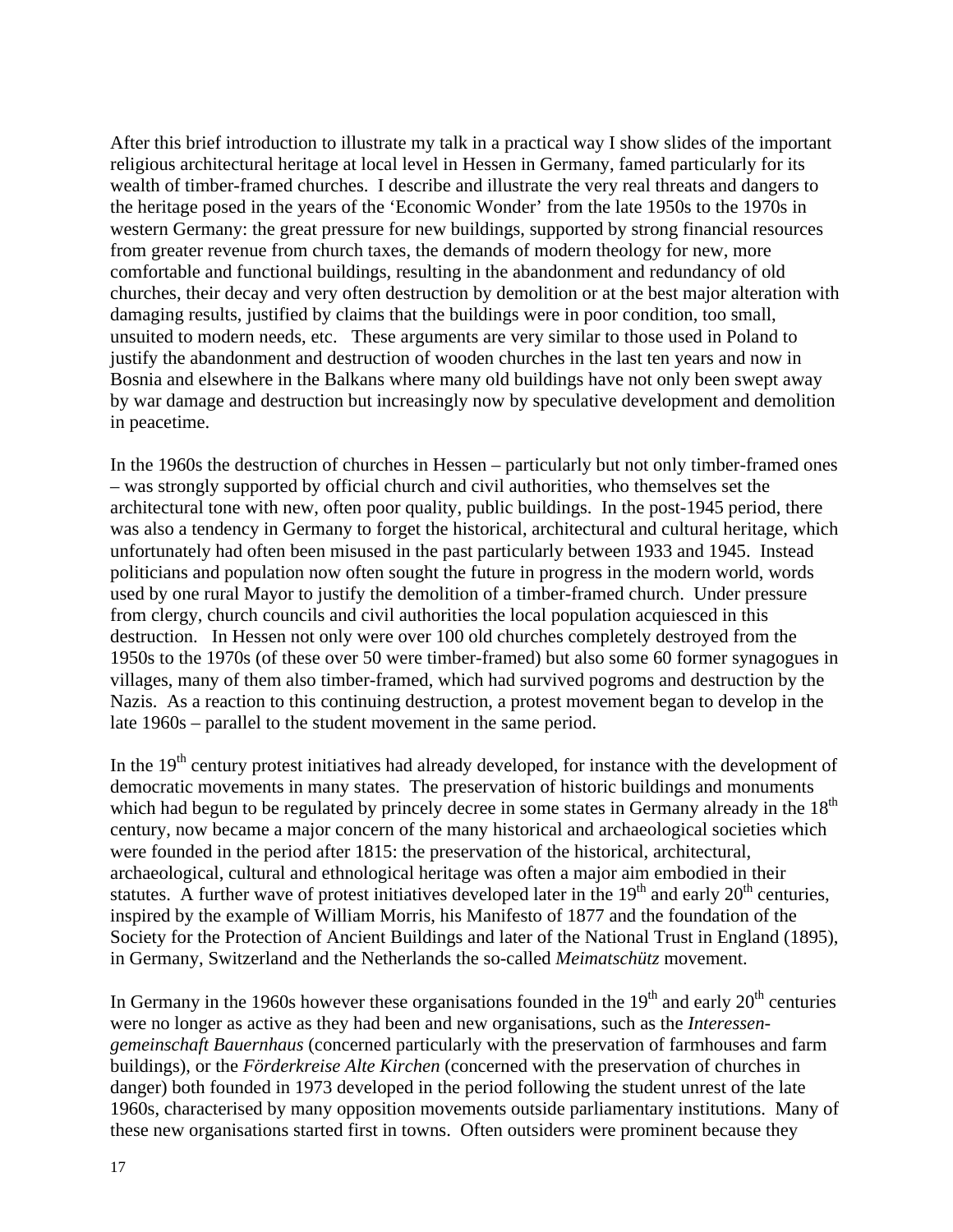After this brief introduction to illustrate my talk in a practical way I show slides of the important religious architectural heritage at local level in Hessen in Germany, famed particularly for its wealth of timber-framed churches. I describe and illustrate the very real threats and dangers to the heritage posed in the years of the 'Economic Wonder' from the late 1950s to the 1970s in western Germany: the great pressure for new buildings, supported by strong financial resources from greater revenue from church taxes, the demands of modern theology for new, more comfortable and functional buildings, resulting in the abandonment and redundancy of old churches, their decay and very often destruction by demolition or at the best major alteration with damaging results, justified by claims that the buildings were in poor condition, too small, unsuited to modern needs, etc. These arguments are very similar to those used in Poland to justify the abandonment and destruction of wooden churches in the last ten years and now in Bosnia and elsewhere in the Balkans where many old buildings have not only been swept away by war damage and destruction but increasingly now by speculative development and demolition in peacetime.

In the 1960s the destruction of churches in Hessen – particularly but not only timber-framed ones – was strongly supported by official church and civil authorities, who themselves set the architectural tone with new, often poor quality, public buildings. In the post-1945 period, there was also a tendency in Germany to forget the historical, architectural and cultural heritage, which unfortunately had often been misused in the past particularly between 1933 and 1945. Instead politicians and population now often sought the future in progress in the modern world, words used by one rural Mayor to justify the demolition of a timber-framed church. Under pressure from clergy, church councils and civil authorities the local population acquiesced in this destruction. In Hessen not only were over 100 old churches completely destroyed from the 1950s to the 1970s (of these over 50 were timber-framed) but also some 60 former synagogues in villages, many of them also timber-framed, which had survived pogroms and destruction by the Nazis. As a reaction to this continuing destruction, a protest movement began to develop in the late 1960s – parallel to the student movement in the same period.

In the 19th century protest initiatives had already developed, for instance with the development of democratic movements in many states. The preservation of historic buildings and monuments which had begun to be regulated by princely decree in some states in Germany already in the 18th century, now became a major concern of the many historical and archaeological societies which were founded in the period after 1815: the preservation of the historical, architectural, archaeological, cultural and ethnological heritage was often a major aim embodied in their statutes. A further wave of protest initiatives developed later in the 19th and early 20th centuries, inspired by the example of William Morris, his Manifesto of 1877 and the foundation of the Society for the Protection of Ancient Buildings and later of the National Trust in England (1895), in Germany, Switzerland and the Netherlands the so-called *Meimatschütz* movement.

In Germany in the 1960s however these organisations founded in the 19th and early 20th centuries were no longer as active as they had been and new organisations, such as the *Interessen-gemeinschaft Bauernhaus* (concerned particularly with the preservation of farmhouses and farm buildings), or the *Förderkreise Alte Kirchen* (concerned with the preservation of churches in danger) both founded in 1973 developed in the period following the student unrest of the late 1960s, characterised by many opposition movements outside parliamentary institutions. Many of these new organisations started first in towns. Often outsiders were prominent because they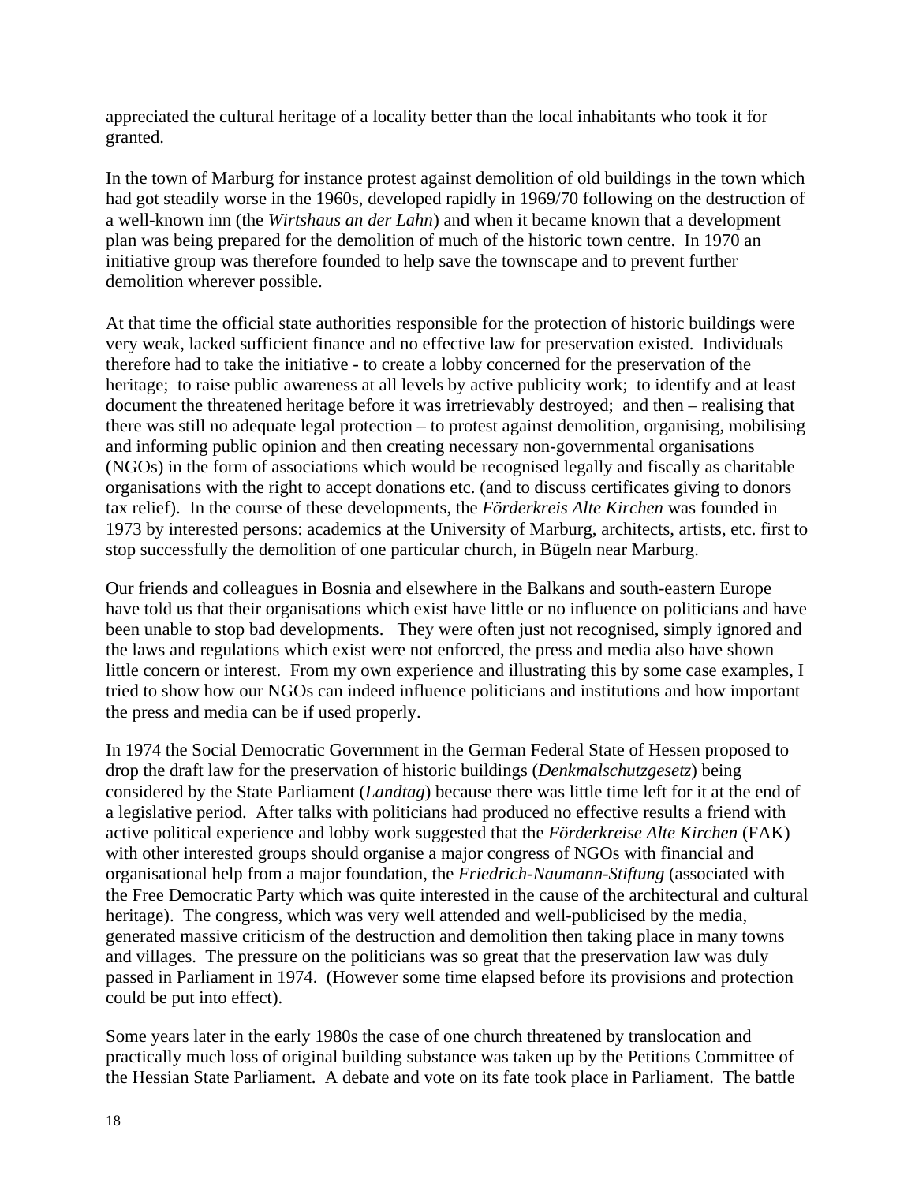appreciated the cultural heritage of a locality better than the local inhabitants who took it for granted.

In the town of Marburg for instance protest against demolition of old buildings in the town which had got steadily worse in the 1960s, developed rapidly in 1969/70 following on the destruction of a well-known inn (the *Wirtshaus an der Lahn*) and when it became known that a development plan was being prepared for the demolition of much of the historic town centre. In 1970 an initiative group was therefore founded to help save the townscape and to prevent further demolition wherever possible.

At that time the official state authorities responsible for the protection of historic buildings were very weak, lacked sufficient finance and no effective law for preservation existed. Individuals therefore had to take the initiative - to create a lobby concerned for the preservation of the heritage; to raise public awareness at all levels by active publicity work; to identify and at least document the threatened heritage before it was irretrievably destroyed; and then – realising that there was still no adequate legal protection – to protest against demolition, organising, mobilising and informing public opinion and then creating necessary non-governmental organisations (NGOs) in the form of associations which would be recognised legally and fiscally as charitable organisations with the right to accept donations etc. (and to discuss certificates giving to donors tax relief). In the course of these developments, the *Förderkreis Alte Kirchen* was founded in 1973 by interested persons: academics at the University of Marburg, architects, artists, etc. first to stop successfully the demolition of one particular church, in Bügeln near Marburg.

Our friends and colleagues in Bosnia and elsewhere in the Balkans and south-eastern Europe have told us that their organisations which exist have little or no influence on politicians and have been unable to stop bad developments. They were often just not recognised, simply ignored and the laws and regulations which exist were not enforced, the press and media also have shown little concern or interest. From my own experience and illustrating this by some case examples, I tried to show how our NGOs can indeed influence politicians and institutions and how important the press and media can be if used properly.

In 1974 the Social Democratic Government in the German Federal State of Hessen proposed to drop the draft law for the preservation of historic buildings (*Denkmalschutzgesetz*) being considered by the State Parliament (*Landtag*) because there was little time left for it at the end of a legislative period. After talks with politicians had produced no effective results a friend with active political experience and lobby work suggested that the *Förderkreise Alte Kirchen* (FAK) with other interested groups should organise a major congress of NGOs with financial and organisational help from a major foundation, the *Friedrich-Naumann-Stiftung* (associated with the Free Democratic Party which was quite interested in the cause of the architectural and cultural heritage). The congress, which was very well attended and well-publicised by the media, generated massive criticism of the destruction and demolition then taking place in many towns and villages. The pressure on the politicians was so great that the preservation law was duly passed in Parliament in 1974. (However some time elapsed before its provisions and protection could be put into effect).

Some years later in the early 1980s the case of one church threatened by translocation and practically much loss of original building substance was taken up by the Petitions Committee of the Hessian State Parliament. A debate and vote on its fate took place in Parliament. The battle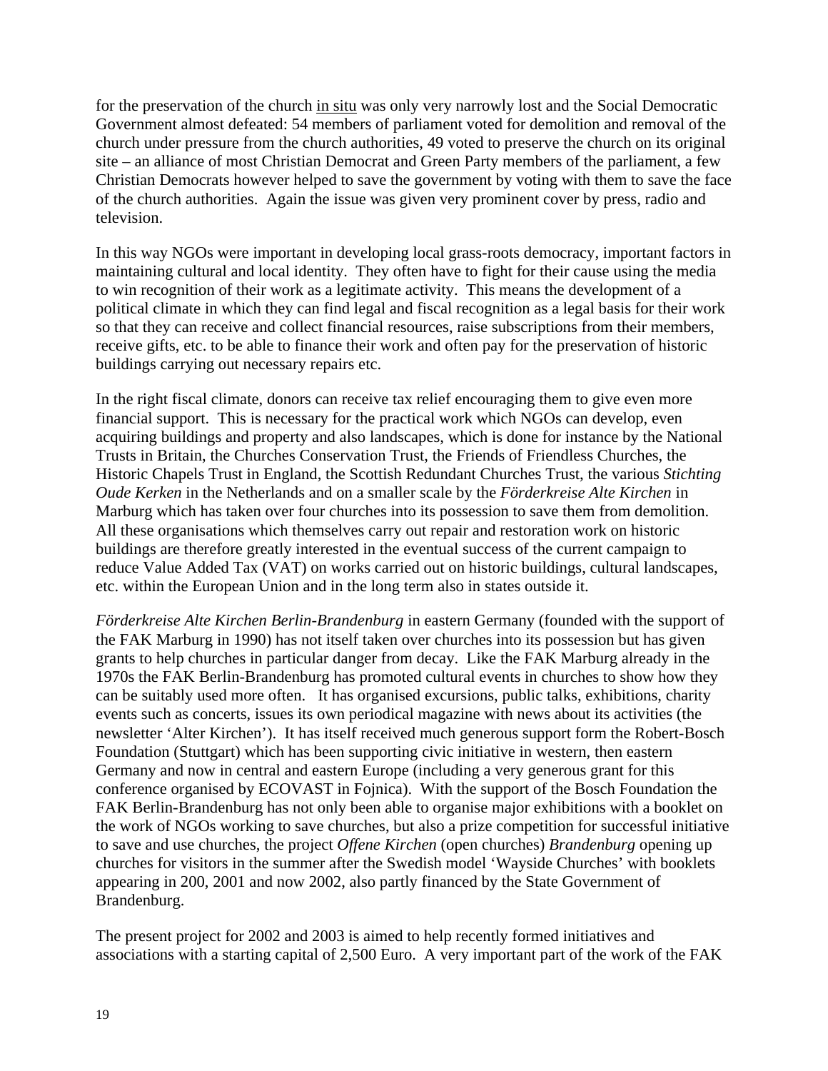for the preservation of the church <u>in situ</u> was only very narrowly lost and the Social Democratic Government almost defeated: 54 members of parliament voted for demolition and removal of the church under pressure from the church authorities, 49 voted to preserve the church on its original site – an alliance of most Christian Democrat and Green Party members of the parliament, a few Christian Democrats however helped to save the government by voting with them to save the face of the church authorities. Again the issue was given very prominent cover by press, radio and television.

In this way NGOs were important in developing local grass-roots democracy, important factors in maintaining cultural and local identity. They often have to fight for their cause using the media to win recognition of their work as a legitimate activity. This means the development of a political climate in which they can find legal and fiscal recognition as a legal basis for their work so that they can receive and collect financial resources, raise subscriptions from their members, receive gifts, etc. to be able to finance their work and often pay for the preservation of historic buildings carrying out necessary repairs etc.

In the right fiscal climate, donors can receive tax relief encouraging them to give even more financial support. This is necessary for the practical work which NGOs can develop, even acquiring buildings and property and also landscapes, which is done for instance by the National Trusts in Britain, the Churches Conservation Trust, the Friends of Friendless Churches, the Historic Chapels Trust in England, the Scottish Redundant Churches Trust, the various *Stichting Oude Kerken* in the Netherlands and on a smaller scale by the *Förderkreise Alte Kirchen* in Marburg which has taken over four churches into its possession to save them from demolition. All these organisations which themselves carry out repair and restoration work on historic buildings are therefore greatly interested in the eventual success of the current campaign to reduce Value Added Tax (VAT) on works carried out on historic buildings, cultural landscapes, etc. within the European Union and in the long term also in states outside it.

*Förderkreise Alte Kirchen Berlin-Brandenburg* in eastern Germany (founded with the support of the FAK Marburg in 1990) has not itself taken over churches into its possession but has given grants to help churches in particular danger from decay. Like the FAK Marburg already in the 1970s the FAK Berlin-Brandenburg has promoted cultural events in churches to show how they can be suitably used more often. It has organised excursions, public talks, exhibitions, charity events such as concerts, issues its own periodical magazine with news about its activities (the newsletter 'Alter Kirchen'). It has itself received much generous support form the Robert-Bosch Foundation (Stuttgart) which has been supporting civic initiative in western, then eastern Germany and now in central and eastern Europe (including a very generous grant for this conference organised by ECOVAST in Fojnica). With the support of the Bosch Foundation the FAK Berlin-Brandenburg has not only been able to organise major exhibitions with a booklet on the work of NGOs working to save churches, but also a prize competition for successful initiative to save and use churches, the project *Offene Kirchen* (open churches) *Brandenburg* opening up churches for visitors in the summer after the Swedish model 'Wayside Churches' with booklets appearing in 200, 2001 and now 2002, also partly financed by the State Government of Brandenburg.

The present project for 2002 and 2003 is aimed to help recently formed initiatives and associations with a starting capital of 2,500 Euro. A very important part of the work of the FAK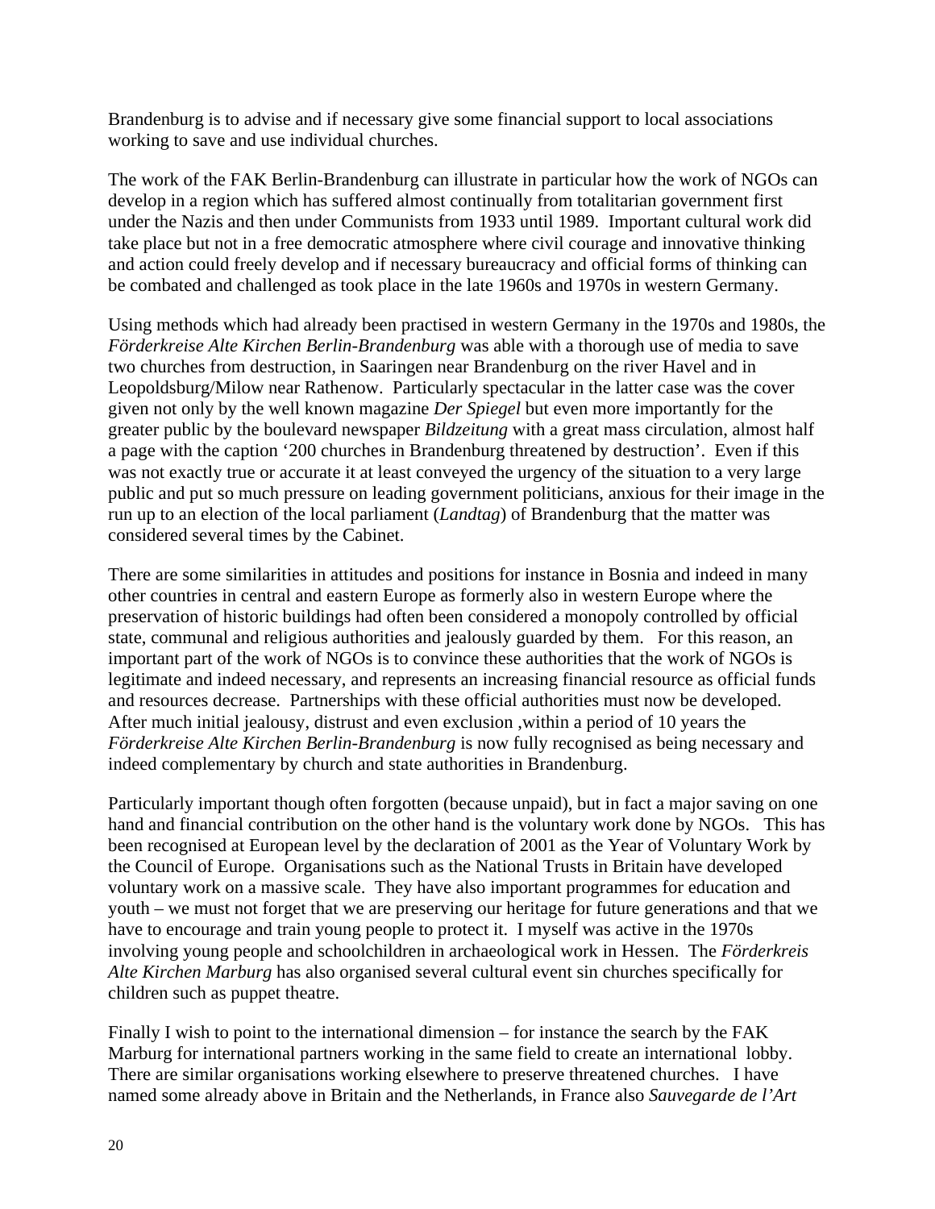Brandenburg is to advise and if necessary give some financial support to local associations working to save and use individual churches.

The work of the FAK Berlin-Brandenburg can illustrate in particular how the work of NGOs can develop in a region which has suffered almost continually from totalitarian government first under the Nazis and then under Communists from 1933 until 1989. Important cultural work did take place but not in a free democratic atmosphere where civil courage and innovative thinking and action could freely develop and if necessary bureaucracy and official forms of thinking can be combated and challenged as took place in the late 1960s and 1970s in western Germany.

Using methods which had already been practised in western Germany in the 1970s and 1980s, the *Förderkreise Alte Kirchen Berlin-Brandenburg* was able with a thorough use of media to save two churches from destruction, in Saaringen near Brandenburg on the river Havel and in Leopoldsburg/Milow near Rathenow. Particularly spectacular in the latter case was the cover given not only by the well known magazine *Der Spiegel* but even more importantly for the greater public by the boulevard newspaper *Bildzeitung* with a great mass circulation, almost half a page with the caption '200 churches in Brandenburg threatened by destruction'. Even if this was not exactly true or accurate it at least conveyed the urgency of the situation to a very large public and put so much pressure on leading government politicians, anxious for their image in the run up to an election of the local parliament (*Landtag*) of Brandenburg that the matter was considered several times by the Cabinet.

There are some similarities in attitudes and positions for instance in Bosnia and indeed in many other countries in central and eastern Europe as formerly also in western Europe where the preservation of historic buildings had often been considered a monopoly controlled by official state, communal and religious authorities and jealously guarded by them. For this reason, an important part of the work of NGOs is to convince these authorities that the work of NGOs is legitimate and indeed necessary, and represents an increasing financial resource as official funds and resources decrease. Partnerships with these official authorities must now be developed. After much initial jealousy, distrust and even exclusion ,within a period of 10 years the *Förderkreise Alte Kirchen Berlin-Brandenburg* is now fully recognised as being necessary and indeed complementary by church and state authorities in Brandenburg.

Particularly important though often forgotten (because unpaid), but in fact a major saving on one hand and financial contribution on the other hand is the voluntary work done by NGOs. This has been recognised at European level by the declaration of 2001 as the Year of Voluntary Work by the Council of Europe. Organisations such as the National Trusts in Britain have developed voluntary work on a massive scale. They have also important programmes for education and youth – we must not forget that we are preserving our heritage for future generations and that we have to encourage and train young people to protect it. I myself was active in the 1970s involving young people and schoolchildren in archaeological work in Hessen. The *Förderkreis Alte Kirchen Marburg* has also organised several cultural event sin churches specifically for children such as puppet theatre.

Finally I wish to point to the international dimension – for instance the search by the FAK Marburg for international partners working in the same field to create an international lobby. There are similar organisations working elsewhere to preserve threatened churches. I have named some already above in Britain and the Netherlands, in France also *Sauvegarde de l'Art*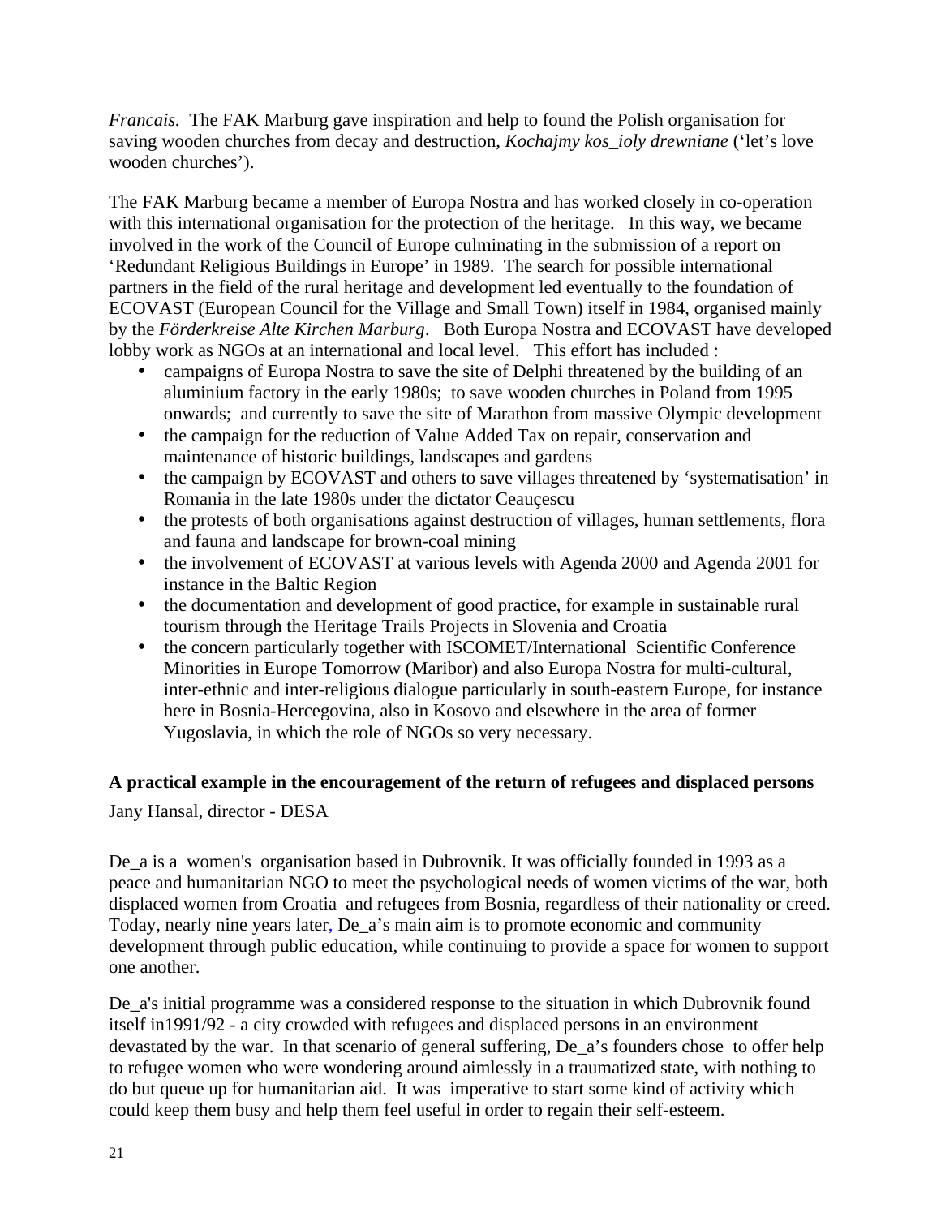*Francais.* The FAK Marburg gave inspiration and help to found the Polish organisation for saving wooden churches from decay and destruction, *Kochajmy kos_ioly drewniane* ('let's love wooden churches').

The FAK Marburg became a member of Europa Nostra and has worked closely in co-operation with this international organisation for the protection of the heritage. In this way, we became involved in the work of the Council of Europe culminating in the submission of a report on 'Redundant Religious Buildings in Europe' in 1989. The search for possible international partners in the field of the rural heritage and development led eventually to the foundation of ECOVAST (European Council for the Village and Small Town) itself in 1984, organised mainly by the *Förderkreise Alte Kirchen Marburg*. Both Europa Nostra and ECOVAST have developed lobby work as NGOs at an international and local level. This effort has included :

- campaigns of Europa Nostra to save the site of Delphi threatened by the building of an aluminium factory in the early 1980s; to save wooden churches in Poland from 1995 onwards; and currently to save the site of Marathon from massive Olympic development
- the campaign for the reduction of Value Added Tax on repair, conservation and maintenance of historic buildings, landscapes and gardens
- the campaign by ECOVAST and others to save villages threatened by 'systematisation' in Romania in the late 1980s under the dictator Ceauçescu
- the protests of both organisations against destruction of villages, human settlements, flora and fauna and landscape for brown-coal mining
- the involvement of ECOVAST at various levels with Agenda 2000 and Agenda 2001 for instance in the Baltic Region
- the documentation and development of good practice, for example in sustainable rural tourism through the Heritage Trails Projects in Slovenia and Croatia
- the concern particularly together with ISCOMET/International Scientific Conference Minorities in Europe Tomorrow (Maribor) and also Europa Nostra for multi-cultural, inter-ethnic and inter-religious dialogue particularly in south-eastern Europe, for instance here in Bosnia-Hercegovina, also in Kosovo and elsewhere in the area of former Yugoslavia, in which the role of NGOs so very necessary.

## A practical example in the encouragement of the return of refugees and displaced persons

Jany Hansal, director - DESA

De_a is a women's organisation based in Dubrovnik. It was officially founded in 1993 as a peace and humanitarian NGO to meet the psychological needs of women victims of the war, both displaced women from Croatia and refugees from Bosnia, regardless of their nationality or creed. Today, nearly nine years later, De_a's main aim is to promote economic and community development through public education, while continuing to provide a space for women to support one another.

De_a's initial programme was a considered response to the situation in which Dubrovnik found itself in1991/92 - a city crowded with refugees and displaced persons in an environment devastated by the war. In that scenario of general suffering, De_a's founders chose to offer help to refugee women who were wondering around aimlessly in a traumatized state, with nothing to do but queue up for humanitarian aid. It was imperative to start some kind of activity which could keep them busy and help them feel useful in order to regain their self-esteem.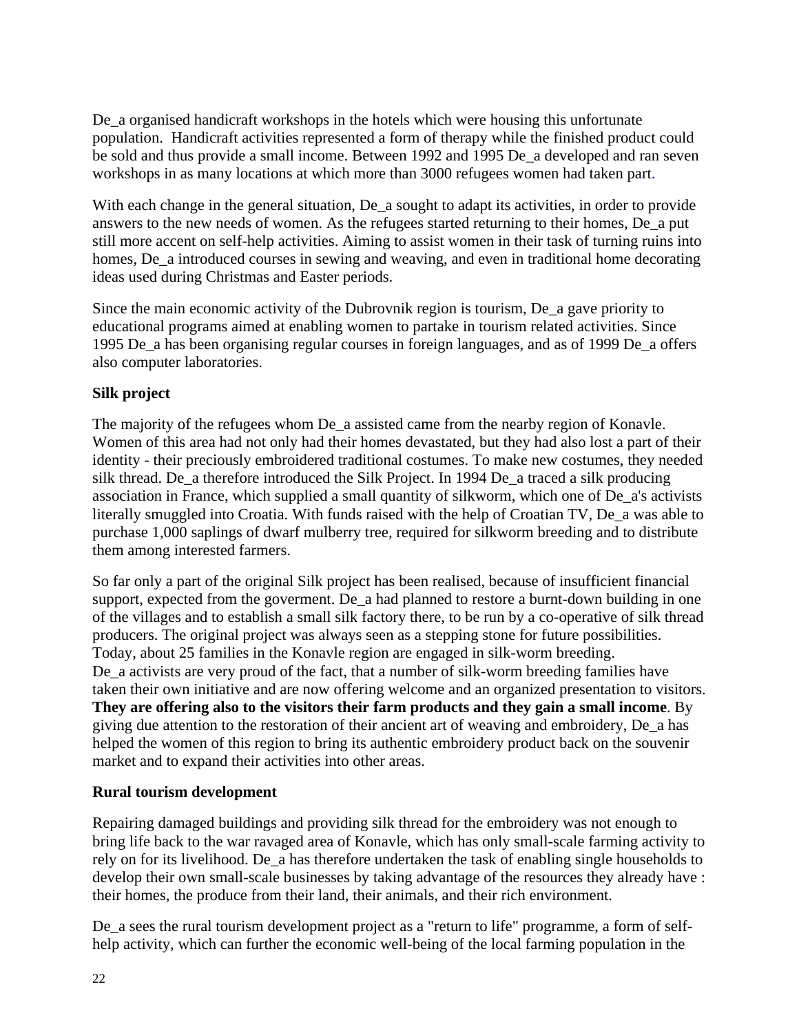De_a organised handicraft workshops in the hotels which were housing this unfortunate population. Handicraft activities represented a form of therapy while the finished product could be sold and thus provide a small income. Between 1992 and 1995 De_a developed and ran seven workshops in as many locations at which more than 3000 refugees women had taken part.

With each change in the general situation, De_a sought to adapt its activities, in order to provide answers to the new needs of women. As the refugees started returning to their homes, De_a put still more accent on self-help activities. Aiming to assist women in their task of turning ruins into homes, De_a introduced courses in sewing and weaving, and even in traditional home decorating ideas used during Christmas and Easter periods.

Since the main economic activity of the Dubrovnik region is tourism, De_a gave priority to educational programs aimed at enabling women to partake in tourism related activities. Since 1995 De_a has been organising regular courses in foreign languages, and as of 1999 De_a offers also computer laboratories.

**Silk project**

The majority of the refugees whom De_a assisted came from the nearby region of Konavle. Women of this area had not only had their homes devastated, but they had also lost a part of their identity - their preciously embroidered traditional costumes. To make new costumes, they needed silk thread. De_a therefore introduced the Silk Project. In 1994 De_a traced a silk producing association in France, which supplied a small quantity of silkworm, which one of De_a's activists literally smuggled into Croatia. With funds raised with the help of Croatian TV, De_a was able to purchase 1,000 saplings of dwarf mulberry tree, required for silkworm breeding and to distribute them among interested farmers.

So far only a part of the original Silk project has been realised, because of insufficient financial support, expected from the goverment. De_a had planned to restore a burnt-down building in one of the villages and to establish a small silk factory there, to be run by a co-operative of silk thread producers. The original project was always seen as a stepping stone for future possibilities. Today, about 25 families in the Konavle region are engaged in silk-worm breeding. De_a activists are very proud of the fact, that a number of silk-worm breeding families have taken their own initiative and are now offering welcome and an organized presentation to visitors. **They are offering also to the visitors their farm products and they gain a small income**. By giving due attention to the restoration of their ancient art of weaving and embroidery, De_a has helped the women of this region to bring its authentic embroidery product back on the souvenir market and to expand their activities into other areas.

**Rural tourism development**

Repairing damaged buildings and providing silk thread for the embroidery was not enough to bring life back to the war ravaged area of Konavle, which has only small-scale farming activity to rely on for its livelihood. De_a has therefore undertaken the task of enabling single households to develop their own small-scale businesses by taking advantage of the resources they already have : their homes, the produce from their land, their animals, and their rich environment.

De_a sees the rural tourism development project as a "return to life" programme, a form of self-help activity, which can further the economic well-being of the local farming population in the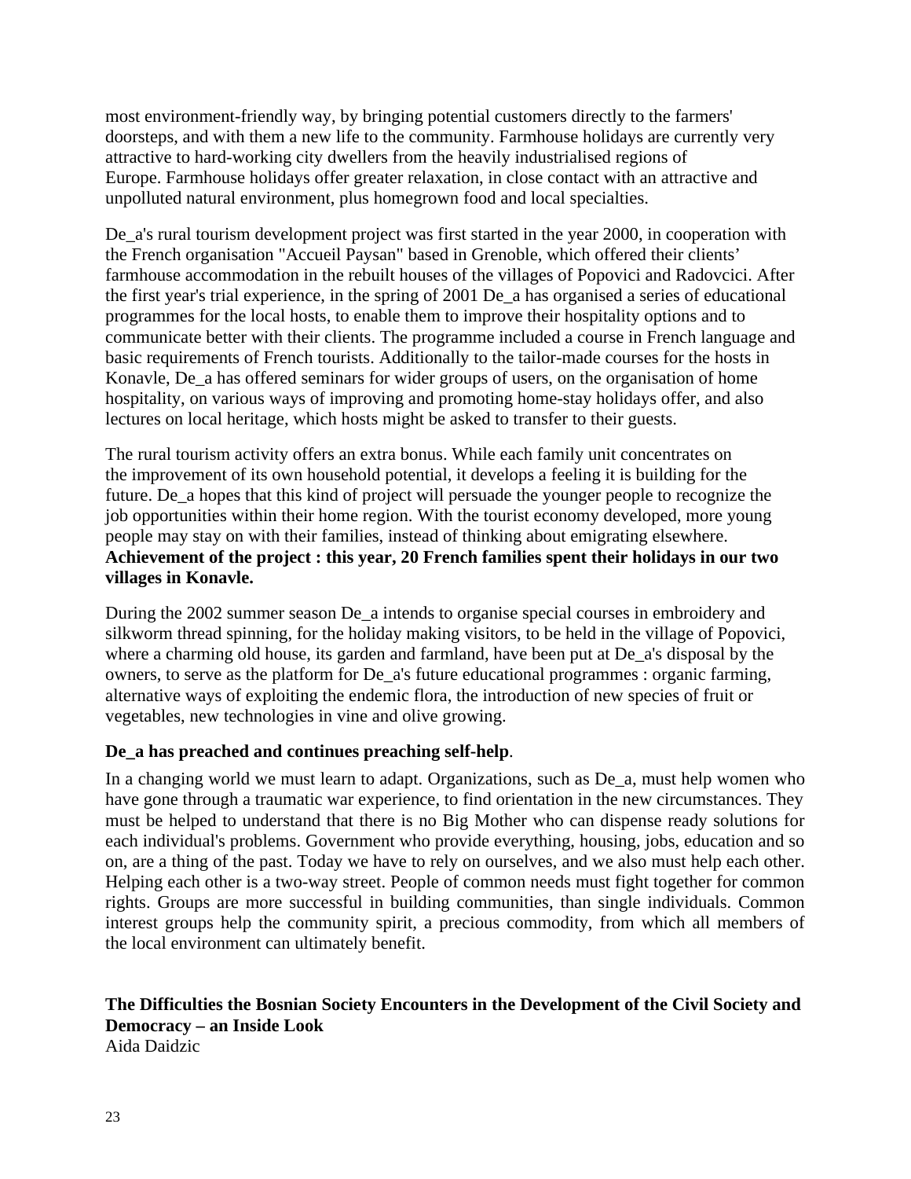most environment-friendly way, by bringing potential customers directly to the farmers' doorsteps, and with them a new life to the community. Farmhouse holidays are currently very attractive to hard-working city dwellers from the heavily industrialised regions of Europe. Farmhouse holidays offer greater relaxation, in close contact with an attractive and unpolluted natural environment, plus homegrown food and local specialties.

De_a's rural tourism development project was first started in the year 2000, in cooperation with the French organisation "Accueil Paysan" based in Grenoble, which offered their clients' farmhouse accommodation in the rebuilt houses of the villages of Popovici and Radovcici. After the first year's trial experience, in the spring of 2001 De_a has organised a series of educational programmes for the local hosts, to enable them to improve their hospitality options and to communicate better with their clients. The programme included a course in French language and basic requirements of French tourists. Additionally to the tailor-made courses for the hosts in Konavle, De_a has offered seminars for wider groups of users, on the organisation of home hospitality, on various ways of improving and promoting home-stay holidays offer, and also lectures on local heritage, which hosts might be asked to transfer to their guests.

The rural tourism activity offers an extra bonus. While each family unit concentrates on the improvement of its own household potential, it develops a feeling it is building for the future. De_a hopes that this kind of project will persuade the younger people to recognize the job opportunities within their home region. With the tourist economy developed, more young people may stay on with their families, instead of thinking about emigrating elsewhere. **Achievement of the project : this year, 20 French families spent their holidays in our two villages in Konavle.**

During the 2002 summer season De_a intends to organise special courses in embroidery and silkworm thread spinning, for the holiday making visitors, to be held in the village of Popovici, where a charming old house, its garden and farmland, have been put at De_a's disposal by the owners, to serve as the platform for De_a's future educational programmes : organic farming, alternative ways of exploiting the endemic flora, the introduction of new species of fruit or vegetables, new technologies in vine and olive growing.

**De_a has preached and continues preaching self-help**.

In a changing world we must learn to adapt. Organizations, such as De_a, must help women who have gone through a traumatic war experience, to find orientation in the new circumstances. They must be helped to understand that there is no Big Mother who can dispense ready solutions for each individual's problems. Government who provide everything, housing, jobs, education and so on, are a thing of the past. Today we have to rely on ourselves, and we also must help each other. Helping each other is a two-way street. People of common needs must fight together for common rights. Groups are more successful in building communities, than single individuals. Common interest groups help the community spirit, a precious commodity, from which all members of the local environment can ultimately benefit.

## The Difficulties the Bosnian Society Encounters in the Development of the Civil Society and Democracy – an Inside Look

Aida Daidzic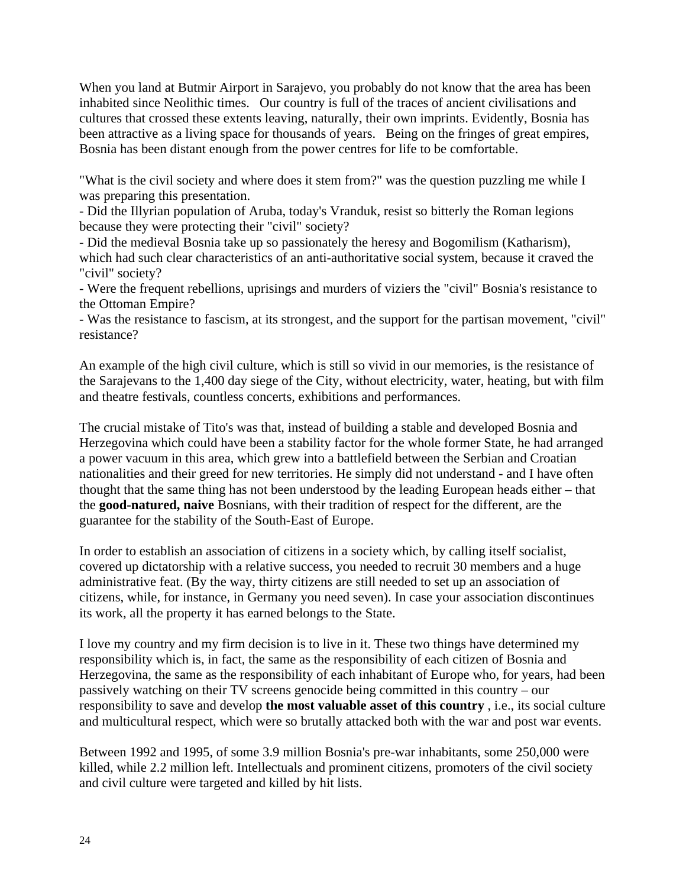When you land at Butmir Airport in Sarajevo, you probably do not know that the area has been inhabited since Neolithic times. Our country is full of the traces of ancient civilisations and cultures that crossed these extents leaving, naturally, their own imprints. Evidently, Bosnia has been attractive as a living space for thousands of years. Being on the fringes of great empires, Bosnia has been distant enough from the power centres for life to be comfortable.

"What is the civil society and where does it stem from?" was the question puzzling me while I was preparing this presentation.

- Did the Illyrian population of Aruba, today's Vranduk, resist so bitterly the Roman legions because they were protecting their "civil" society?
- Did the medieval Bosnia take up so passionately the heresy and Bogomilism (Katharism), which had such clear characteristics of an anti-authoritative social system, because it craved the "civil" society?
- Were the frequent rebellions, uprisings and murders of viziers the "civil" Bosnia's resistance to the Ottoman Empire?
- Was the resistance to fascism, at its strongest, and the support for the partisan movement, "civil" resistance?

An example of the high civil culture, which is still so vivid in our memories, is the resistance of the Sarajevans to the 1,400 day siege of the City, without electricity, water, heating, but with film and theatre festivals, countless concerts, exhibitions and performances.

The crucial mistake of Tito's was that, instead of building a stable and developed Bosnia and Herzegovina which could have been a stability factor for the whole former State, he had arranged a power vacuum in this area, which grew into a battlefield between the Serbian and Croatian nationalities and their greed for new territories. He simply did not understand - and I have often thought that the same thing has not been understood by the leading European heads either – that the **good-natured, naive** Bosnians, with their tradition of respect for the different, are the guarantee for the stability of the South-East of Europe.

In order to establish an association of citizens in a society which, by calling itself socialist, covered up dictatorship with a relative success, you needed to recruit 30 members and a huge administrative feat. (By the way, thirty citizens are still needed to set up an association of citizens, while, for instance, in Germany you need seven). In case your association discontinues its work, all the property it has earned belongs to the State.

I love my country and my firm decision is to live in it. These two things have determined my responsibility which is, in fact, the same as the responsibility of each citizen of Bosnia and Herzegovina, the same as the responsibility of each inhabitant of Europe who, for years, had been passively watching on their TV screens genocide being committed in this country – our responsibility to save and develop **the most valuable asset of this country** , i.e., its social culture and multicultural respect, which were so brutally attacked both with the war and post war events.

Between 1992 and 1995, of some 3.9 million Bosnia's pre-war inhabitants, some 250,000 were killed, while 2.2 million left. Intellectuals and prominent citizens, promoters of the civil society and civil culture were targeted and killed by hit lists.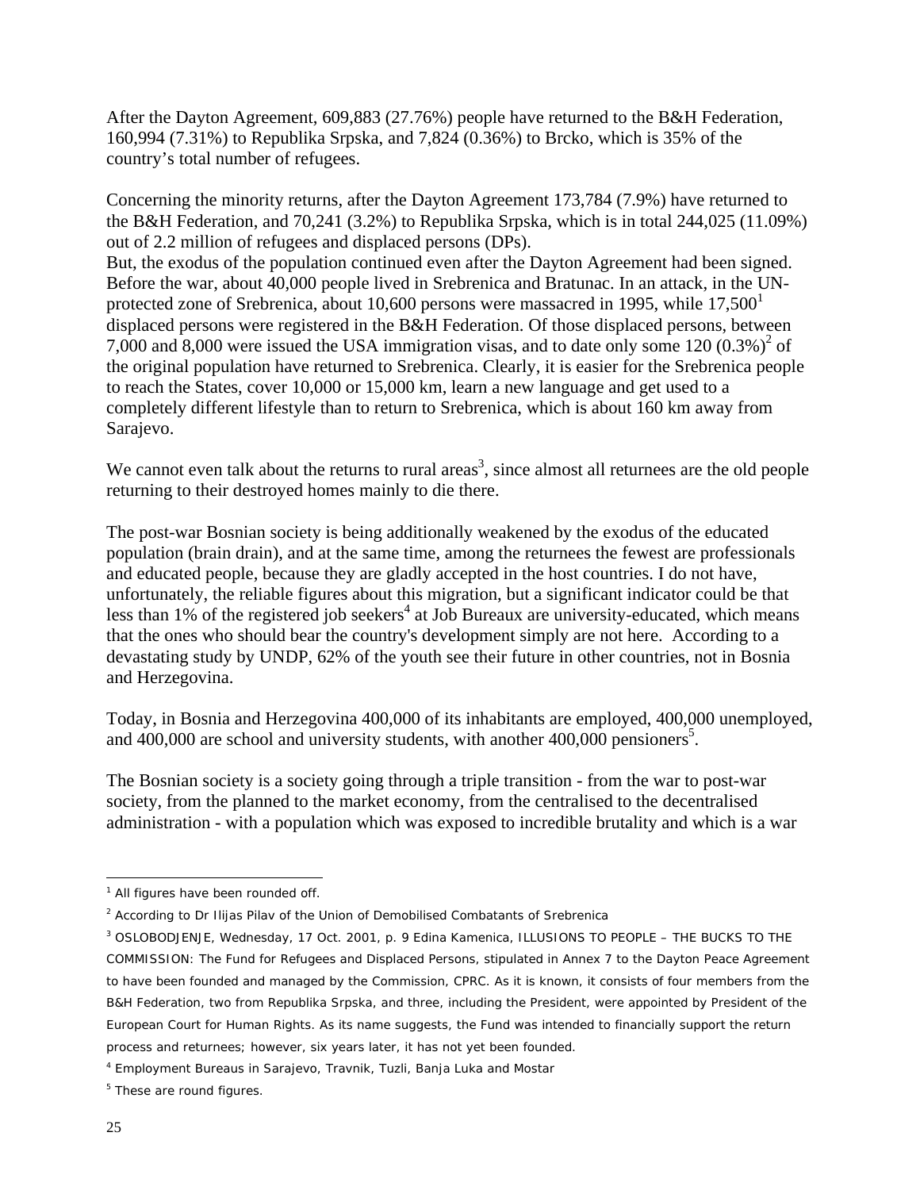After the Dayton Agreement, 609,883 (27.76%) people have returned to the B&H Federation, 160,994 (7.31%) to Republika Srpska, and 7,824 (0.36%) to Brcko, which is 35% of the country's total number of refugees.

Concerning the minority returns, after the Dayton Agreement 173,784 (7.9%) have returned to the B&H Federation, and 70,241 (3.2%) to Republika Srpska, which is in total 244,025 (11.09%) out of 2.2 million of refugees and displaced persons (DPs).

But, the exodus of the population continued even after the Dayton Agreement had been signed. Before the war, about 40,000 people lived in Srebrenica and Bratunac. In an attack, in the UN-protected zone of Srebrenica, about 10,600 persons were massacred in 1995, while 17,500[1] displaced persons were registered in the B&H Federation. Of those displaced persons, between 7,000 and 8,000 were issued the USA immigration visas, and to date only some 120 (0.3%)[2] of the original population have returned to Srebrenica. Clearly, it is easier for the Srebrenica people to reach the States, cover 10,000 or 15,000 km, learn a new language and get used to a completely different lifestyle than to return to Srebrenica, which is about 160 km away from Sarajevo.

We cannot even talk about the returns to rural areas[3], since almost all returnees are the old people returning to their destroyed homes mainly to die there.

The post-war Bosnian society is being additionally weakened by the exodus of the educated population (brain drain), and at the same time, among the returnees the fewest are professionals and educated people, because they are gladly accepted in the host countries. I do not have, unfortunately, the reliable figures about this migration, but a significant indicator could be that less than 1% of the registered job seekers[4] at Job Bureaux are university-educated, which means that the ones who should bear the country's development simply are not here. According to a devastating study by UNDP, 62% of the youth see their future in other countries, not in Bosnia and Herzegovina.

Today, in Bosnia and Herzegovina 400,000 of its inhabitants are employed, 400,000 unemployed, and 400,000 are school and university students, with another 400,000 pensioners[5].

The Bosnian society is a society going through a triple transition - from the war to post-war society, from the planned to the market economy, from the centralised to the decentralised administration - with a population which was exposed to incredible brutality and which is a war

---

[1] All figures have been rounded off.

[2] According to Dr Ilijas Pilav of the Union of Demobilised Combatants of Srebrenica

[3] OSLOBODJENJE, Wednesday, 17 Oct. 2001, p. 9 Edina Kamenica, ILLUSIONS TO PEOPLE – THE BUCKS TO THE COMMISSION: The Fund for Refugees and Displaced Persons, stipulated in Annex 7 to the Dayton Peace Agreement to have been founded and managed by the Commission, CPRC. As it is known, it consists of four members from the B&H Federation, two from Republika Srpska, and three, including the President, were appointed by President of the European Court for Human Rights. As its name suggests, the Fund was intended to financially support the return process and returnees; however, six years later, it has not yet been founded.

[4] Employment Bureaus in Sarajevo, Travnik, Tuzli, Banja Luka and Mostar

[5] These are round figures.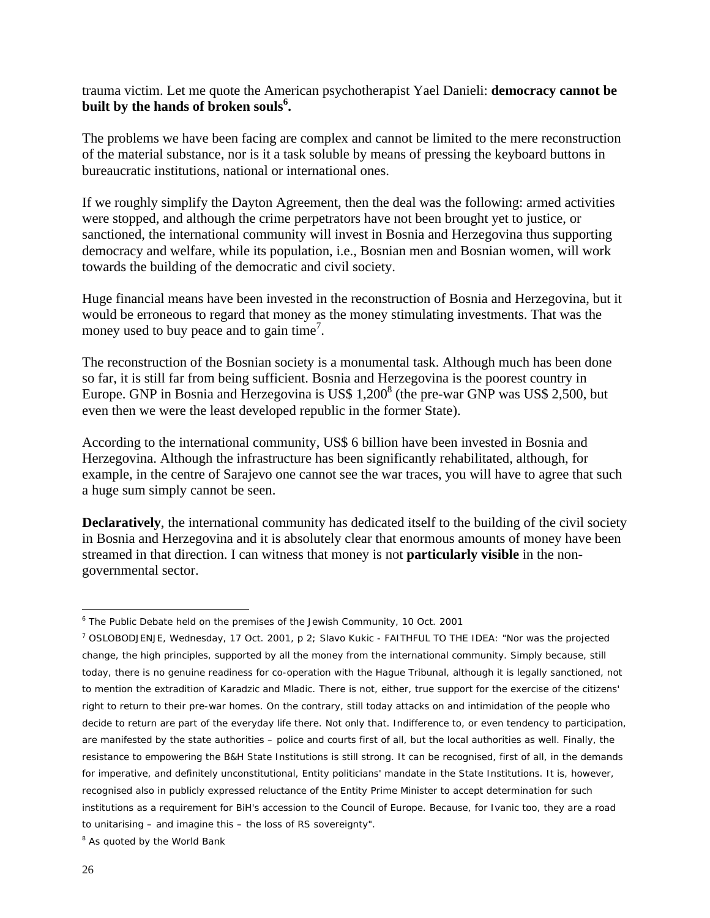trauma victim. Let me quote the American psychotherapist Yael Danieli: **democracy cannot be built by the hands of broken souls[6].**

The problems we have been facing are complex and cannot be limited to the mere reconstruction of the material substance, nor is it a task soluble by means of pressing the keyboard buttons in bureaucratic institutions, national or international ones.

If we roughly simplify the Dayton Agreement, then the deal was the following: armed activities were stopped, and although the crime perpetrators have not been brought yet to justice, or sanctioned, the international community will invest in Bosnia and Herzegovina thus supporting democracy and welfare, while its population, i.e., Bosnian men and Bosnian women, will work towards the building of the democratic and civil society.

Huge financial means have been invested in the reconstruction of Bosnia and Herzegovina, but it would be erroneous to regard that money as the money stimulating investments. That was the money used to buy peace and to gain time[7].

The reconstruction of the Bosnian society is a monumental task. Although much has been done so far, it is still far from being sufficient. Bosnia and Herzegovina is the poorest country in Europe. GNP in Bosnia and Herzegovina is US$ 1,200[8] (the pre-war GNP was US$ 2,500, but even then we were the least developed republic in the former State).

According to the international community, US$ 6 billion have been invested in Bosnia and Herzegovina. Although the infrastructure has been significantly rehabilitated, although, for example, in the centre of Sarajevo one cannot see the war traces, you will have to agree that such a huge sum simply cannot be seen.

**Declaratively**, the international community has dedicated itself to the building of the civil society in Bosnia and Herzegovina and it is absolutely clear that enormous amounts of money have been streamed in that direction. I can witness that money is not **particularly visible** in the non-governmental sector.

---

[6] The Public Debate held on the premises of the Jewish Community, 10 Oct. 2001

[7] OSLOBODJENJE, Wednesday, 17 Oct. 2001, p 2; Slavo Kukic - FAITHFUL TO THE IDEA: "Nor was the projected change, the high principles, supported by all the money from the international community. Simply because, still today, there is no genuine readiness for co-operation with the Hague Tribunal, although it is legally sanctioned, not to mention the extradition of Karadzic and Mladic. There is not, either, true support for the exercise of the citizens' right to return to their pre-war homes. On the contrary, still today attacks on and intimidation of the people who decide to return are part of the everyday life there. Not only that. Indifference to, or even tendency to participation, are manifested by the state authorities – police and courts first of all, but the local authorities as well. Finally, the resistance to empowering the B&H State Institutions is still strong. It can be recognised, first of all, in the demands for imperative, and definitely unconstitutional, Entity politicians' mandate in the State Institutions. It is, however, recognised also in publicly expressed reluctance of the Entity Prime Minister to accept determination for such institutions as a requirement for BiH's accession to the Council of Europe. Because, for Ivanic too, they are a road to unitarising – and imagine this – the loss of RS sovereignty".

[8] As quoted by the World Bank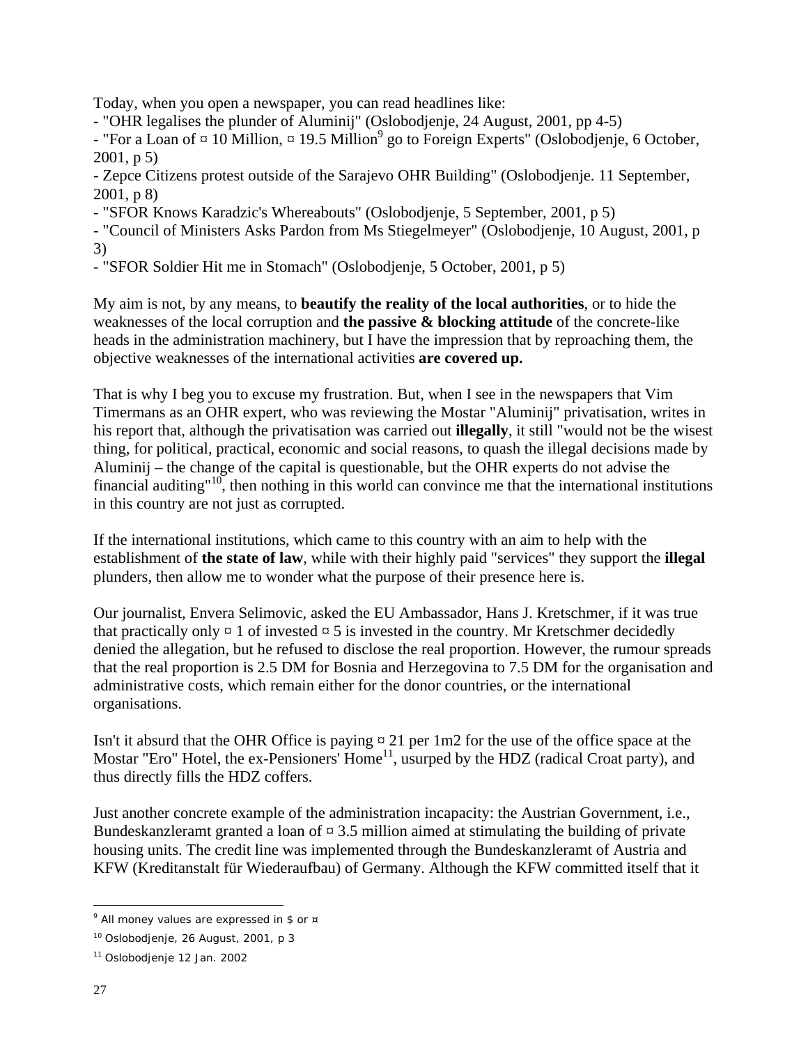Today, when you open a newspaper, you can read headlines like:
- "OHR legalises the plunder of Aluminij" (Oslobodjenje, 24 August, 2001, pp 4-5)
- "For a Loan of ¤ 10 Million, ¤ 19.5 Million[9] go to Foreign Experts" (Oslobodjenje, 6 October, 2001, p 5)
- Zepce Citizens protest outside of the Sarajevo OHR Building" (Oslobodjenje. 11 September, 2001, p 8)
- "SFOR Knows Karadzic's Whereabouts" (Oslobodjenje, 5 September, 2001, p 5)
- "Council of Ministers Asks Pardon from Ms Stiegelmeyer" (Oslobodjenje, 10 August, 2001, p 3)
- "SFOR Soldier Hit me in Stomach" (Oslobodjenje, 5 October, 2001, p 5)

My aim is not, by any means, to **beautify the reality of the local authorities**, or to hide the weaknesses of the local corruption and **the passive & blocking attitude** of the concrete-like heads in the administration machinery, but I have the impression that by reproaching them, the objective weaknesses of the international activities **are covered up.**

That is why I beg you to excuse my frustration. But, when I see in the newspapers that Vim Timermans as an OHR expert, who was reviewing the Mostar "Aluminij" privatisation, writes in his report that, although the privatisation was carried out **illegally**, it still "would not be the wisest thing, for political, practical, economic and social reasons, to quash the illegal decisions made by Aluminij – the change of the capital is questionable, but the OHR experts do not advise the financial auditing"[10], then nothing in this world can convince me that the international institutions in this country are not just as corrupted.

If the international institutions, which came to this country with an aim to help with the establishment of **the state of law**, while with their highly paid "services" they support the **illegal** plunders, then allow me to wonder what the purpose of their presence here is.

Our journalist, Envera Selimovic, asked the EU Ambassador, Hans J. Kretschmer, if it was true that practically only ¤ 1 of invested ¤ 5 is invested in the country. Mr Kretschmer decidedly denied the allegation, but he refused to disclose the real proportion. However, the rumour spreads that the real proportion is 2.5 DM for Bosnia and Herzegovina to 7.5 DM for the organisation and administrative costs, which remain either for the donor countries, or the international organisations.

Isn't it absurd that the OHR Office is paying ¤ 21 per 1m2 for the use of the office space at the Mostar "Ero" Hotel, the ex-Pensioners' Home[11], usurped by the HDZ (radical Croat party), and thus directly fills the HDZ coffers.

Just another concrete example of the administration incapacity: the Austrian Government, i.e., Bundeskanzleramt granted a loan of ¤ 3.5 million aimed at stimulating the building of private housing units. The credit line was implemented through the Bundeskanzleramt of Austria and KFW (Kreditanstalt für Wiederaufbau) of Germany. Although the KFW committed itself that it

---

[9] All money values are expressed in $ or ¤

[10] Oslobodjenje, 26 August, 2001, p 3

[11] Oslobodjenje 12 Jan. 2002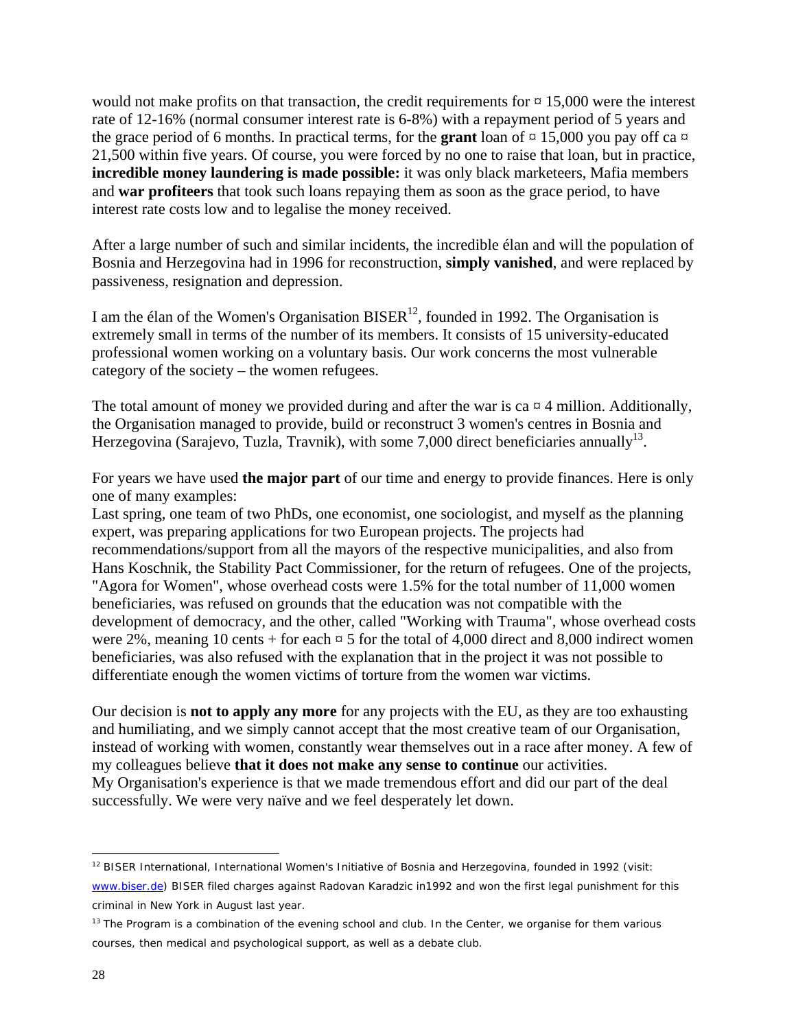would not make profits on that transaction, the credit requirements for ¤ 15,000 were the interest rate of 12-16% (normal consumer interest rate is 6-8%) with a repayment period of 5 years and the grace period of 6 months. In practical terms, for the **grant** loan of ¤ 15,000 you pay off ca ¤ 21,500 within five years. Of course, you were forced by no one to raise that loan, but in practice, **incredible money laundering is made possible:** it was only black marketeers, Mafia members and **war profiteers** that took such loans repaying them as soon as the grace period, to have interest rate costs low and to legalise the money received.

After a large number of such and similar incidents, the incredible élan and will the population of Bosnia and Herzegovina had in 1996 for reconstruction, **simply vanished**, and were replaced by passiveness, resignation and depression.

I am the élan of the Women's Organisation BISER[12], founded in 1992. The Organisation is extremely small in terms of the number of its members. It consists of 15 university-educated professional women working on a voluntary basis. Our work concerns the most vulnerable category of the society – the women refugees.

The total amount of money we provided during and after the war is ca ¤ 4 million. Additionally, the Organisation managed to provide, build or reconstruct 3 women's centres in Bosnia and Herzegovina (Sarajevo, Tuzla, Travnik), with some 7,000 direct beneficiaries annually[13].

For years we have used **the major part** of our time and energy to provide finances. Here is only one of many examples:
Last spring, one team of two PhDs, one economist, one sociologist, and myself as the planning expert, was preparing applications for two European projects. The projects had recommendations/support from all the mayors of the respective municipalities, and also from Hans Koschnik, the Stability Pact Commissioner, for the return of refugees. One of the projects, "Agora for Women", whose overhead costs were 1.5% for the total number of 11,000 women beneficiaries, was refused on grounds that the education was not compatible with the development of democracy, and the other, called "Working with Trauma", whose overhead costs were 2%, meaning 10 cents + for each ¤ 5 for the total of 4,000 direct and 8,000 indirect women beneficiaries, was also refused with the explanation that in the project it was not possible to differentiate enough the women victims of torture from the women war victims.

Our decision is **not to apply any more** for any projects with the EU, as they are too exhausting and humiliating, and we simply cannot accept that the most creative team of our Organisation, instead of working with women, constantly wear themselves out in a race after money. A few of my colleagues believe **that it does not make any sense to continue** our activities.
My Organisation's experience is that we made tremendous effort and did our part of the deal successfully. We were very naïve and we feel desperately let down.

---

[12] BISER International, International Women's Initiative of Bosnia and Herzegovina, founded in 1992 (visit: www.biser.de) BISER filed charges against Radovan Karadzic in1992 and won the first legal punishment for this criminal in New York in August last year.

[13] The Program is a combination of the evening school and club. In the Center, we organise for them various courses, then medical and psychological support, as well as a debate club.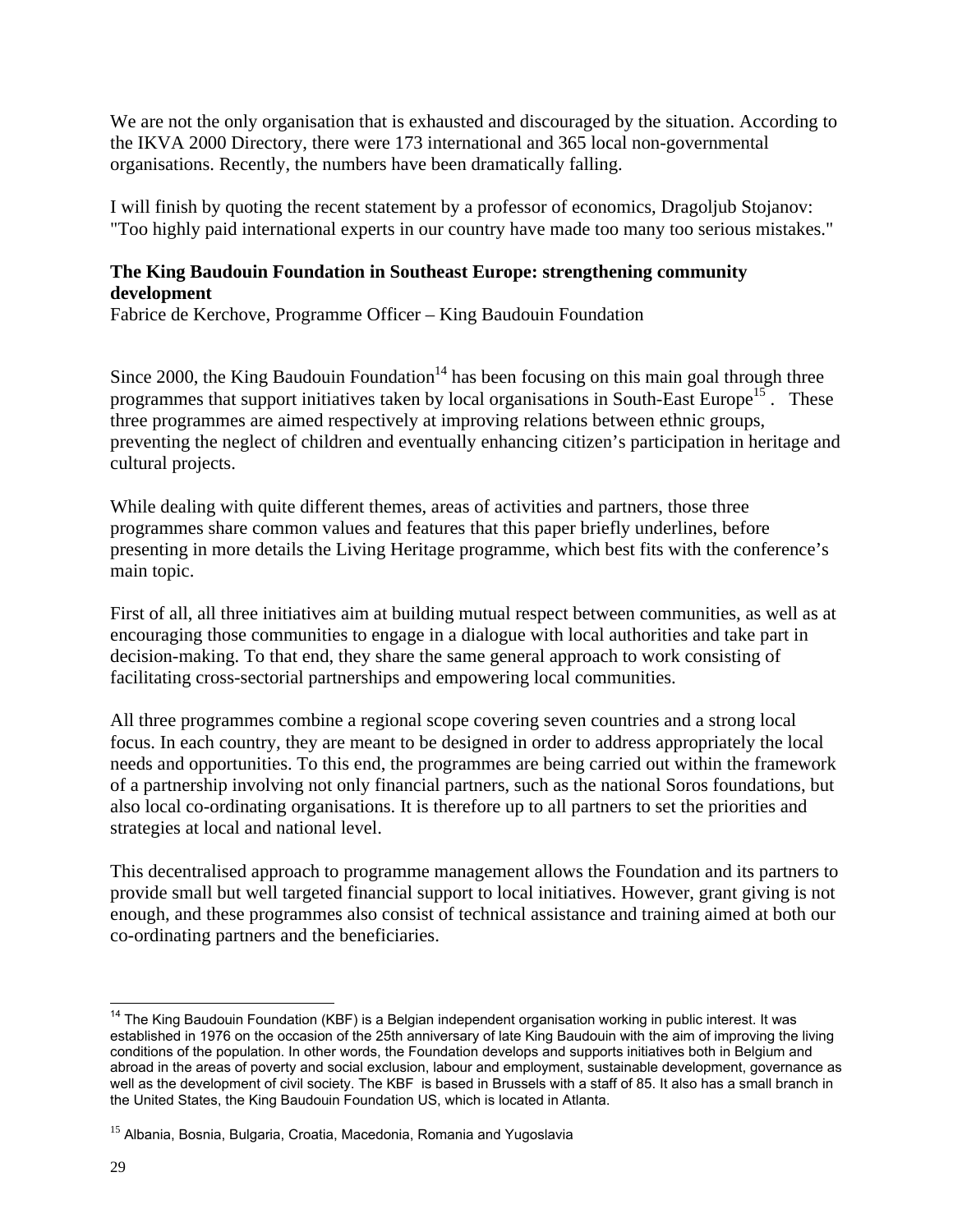We are not the only organisation that is exhausted and discouraged by the situation. According to the IKVA 2000 Directory, there were 173 international and 365 local non-governmental organisations. Recently, the numbers have been dramatically falling.

I will finish by quoting the recent statement by a professor of economics, Dragoljub Stojanov: "Too highly paid international experts in our country have made too many too serious mistakes."

**The King Baudouin Foundation in Southeast Europe: strengthening community development**

Fabrice de Kerchove, Programme Officer – King Baudouin Foundation

Since 2000, the King Baudouin Foundation[14] has been focusing on this main goal through three programmes that support initiatives taken by local organisations in South-East Europe[15]. These three programmes are aimed respectively at improving relations between ethnic groups, preventing the neglect of children and eventually enhancing citizen's participation in heritage and cultural projects.

While dealing with quite different themes, areas of activities and partners, those three programmes share common values and features that this paper briefly underlines, before presenting in more details the Living Heritage programme, which best fits with the conference's main topic.

First of all, all three initiatives aim at building mutual respect between communities, as well as at encouraging those communities to engage in a dialogue with local authorities and take part in decision-making. To that end, they share the same general approach to work consisting of facilitating cross-sectorial partnerships and empowering local communities.

All three programmes combine a regional scope covering seven countries and a strong local focus. In each country, they are meant to be designed in order to address appropriately the local needs and opportunities. To this end, the programmes are being carried out within the framework of a partnership involving not only financial partners, such as the national Soros foundations, but also local co-ordinating organisations. It is therefore up to all partners to set the priorities and strategies at local and national level.

This decentralised approach to programme management allows the Foundation and its partners to provide small but well targeted financial support to local initiatives. However, grant giving is not enough, and these programmes also consist of technical assistance and training aimed at both our co-ordinating partners and the beneficiaries.

---

[14] The King Baudouin Foundation (KBF) is a Belgian independent organisation working in public interest. It was established in 1976 on the occasion of the 25th anniversary of late King Baudouin with the aim of improving the living conditions of the population. In other words, the Foundation develops and supports initiatives both in Belgium and abroad in the areas of poverty and social exclusion, labour and employment, sustainable development, governance as well as the development of civil society. The KBF is based in Brussels with a staff of 85. It also has a small branch in the United States, the King Baudouin Foundation US, which is located in Atlanta.

[15] Albania, Bosnia, Bulgaria, Croatia, Macedonia, Romania and Yugoslavia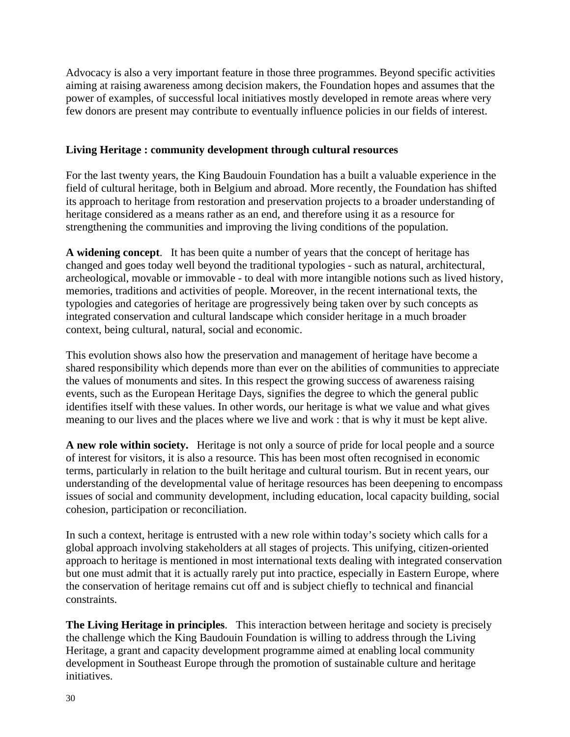Advocacy is also a very important feature in those three programmes. Beyond specific activities aiming at raising awareness among decision makers, the Foundation hopes and assumes that the power of examples, of successful local initiatives mostly developed in remote areas where very few donors are present may contribute to eventually influence policies in our fields of interest.

**Living Heritage : community development through cultural resources**

For the last twenty years, the King Baudouin Foundation has a built a valuable experience in the field of cultural heritage, both in Belgium and abroad. More recently, the Foundation has shifted its approach to heritage from restoration and preservation projects to a broader understanding of heritage considered as a means rather as an end, and therefore using it as a resource for strengthening the communities and improving the living conditions of the population.

**A widening concept**. It has been quite a number of years that the concept of heritage has changed and goes today well beyond the traditional typologies - such as natural, architectural, archeological, movable or immovable - to deal with more intangible notions such as lived history, memories, traditions and activities of people. Moreover, in the recent international texts, the typologies and categories of heritage are progressively being taken over by such concepts as integrated conservation and cultural landscape which consider heritage in a much broader context, being cultural, natural, social and economic.

This evolution shows also how the preservation and management of heritage have become a shared responsibility which depends more than ever on the abilities of communities to appreciate the values of monuments and sites. In this respect the growing success of awareness raising events, such as the European Heritage Days, signifies the degree to which the general public identifies itself with these values. In other words, our heritage is what we value and what gives meaning to our lives and the places where we live and work : that is why it must be kept alive.

**A new role within society.** Heritage is not only a source of pride for local people and a source of interest for visitors, it is also a resource. This has been most often recognised in economic terms, particularly in relation to the built heritage and cultural tourism. But in recent years, our understanding of the developmental value of heritage resources has been deepening to encompass issues of social and community development, including education, local capacity building, social cohesion, participation or reconciliation.

In such a context, heritage is entrusted with a new role within today's society which calls for a global approach involving stakeholders at all stages of projects. This unifying, citizen-oriented approach to heritage is mentioned in most international texts dealing with integrated conservation but one must admit that it is actually rarely put into practice, especially in Eastern Europe, where the conservation of heritage remains cut off and is subject chiefly to technical and financial constraints.

**The Living Heritage in principles**. This interaction between heritage and society is precisely the challenge which the King Baudouin Foundation is willing to address through the Living Heritage, a grant and capacity development programme aimed at enabling local community development in Southeast Europe through the promotion of sustainable culture and heritage initiatives.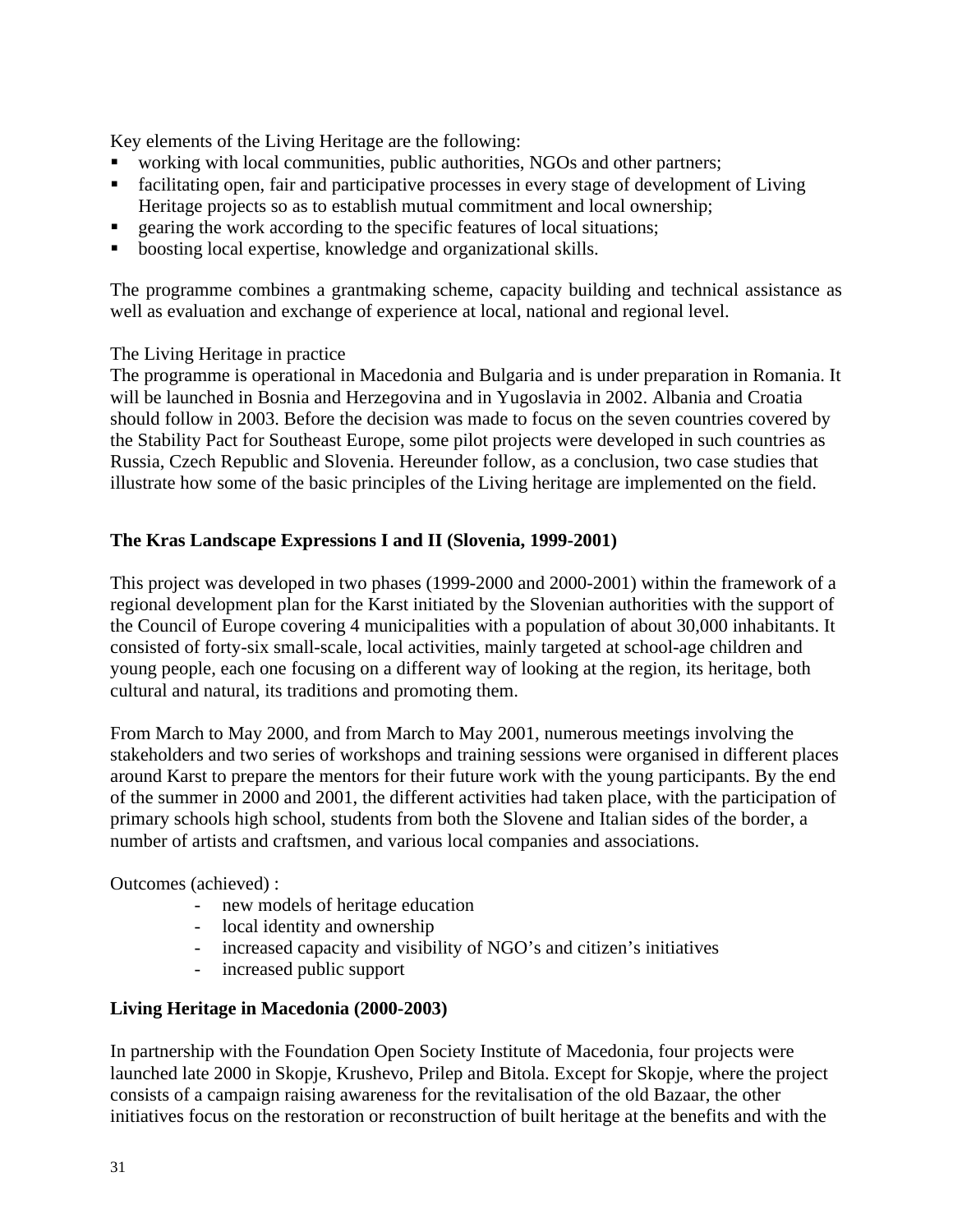Key elements of the Living Heritage are the following:

- working with local communities, public authorities, NGOs and other partners;
- facilitating open, fair and participative processes in every stage of development of Living Heritage projects so as to establish mutual commitment and local ownership;
- gearing the work according to the specific features of local situations;
- boosting local expertise, knowledge and organizational skills.

The programme combines a grantmaking scheme, capacity building and technical assistance as well as evaluation and exchange of experience at local, national and regional level.

The Living Heritage in practice

The programme is operational in Macedonia and Bulgaria and is under preparation in Romania. It will be launched in Bosnia and Herzegovina and in Yugoslavia in 2002. Albania and Croatia should follow in 2003. Before the decision was made to focus on the seven countries covered by the Stability Pact for Southeast Europe, some pilot projects were developed in such countries as Russia, Czech Republic and Slovenia. Hereunder follow, as a conclusion, two case studies that illustrate how some of the basic principles of the Living heritage are implemented on the field.

**The Kras Landscape Expressions I and II (Slovenia, 1999-2001)**

This project was developed in two phases (1999-2000 and 2000-2001) within the framework of a regional development plan for the Karst initiated by the Slovenian authorities with the support of the Council of Europe covering 4 municipalities with a population of about 30,000 inhabitants. It consisted of forty-six small-scale, local activities, mainly targeted at school-age children and young people, each one focusing on a different way of looking at the region, its heritage, both cultural and natural, its traditions and promoting them.

From March to May 2000, and from March to May 2001, numerous meetings involving the stakeholders and two series of workshops and training sessions were organised in different places around Karst to prepare the mentors for their future work with the young participants. By the end of the summer in 2000 and 2001, the different activities had taken place, with the participation of primary schools high school, students from both the Slovene and Italian sides of the border, a number of artists and craftsmen, and various local companies and associations.

Outcomes (achieved) :

- new models of heritage education
- local identity and ownership
- increased capacity and visibility of NGO's and citizen's initiatives
- increased public support

**Living Heritage in Macedonia (2000-2003)**

In partnership with the Foundation Open Society Institute of Macedonia, four projects were launched late 2000 in Skopje, Krushevo, Prilep and Bitola. Except for Skopje, where the project consists of a campaign raising awareness for the revitalisation of the old Bazaar, the other initiatives focus on the restoration or reconstruction of built heritage at the benefits and with the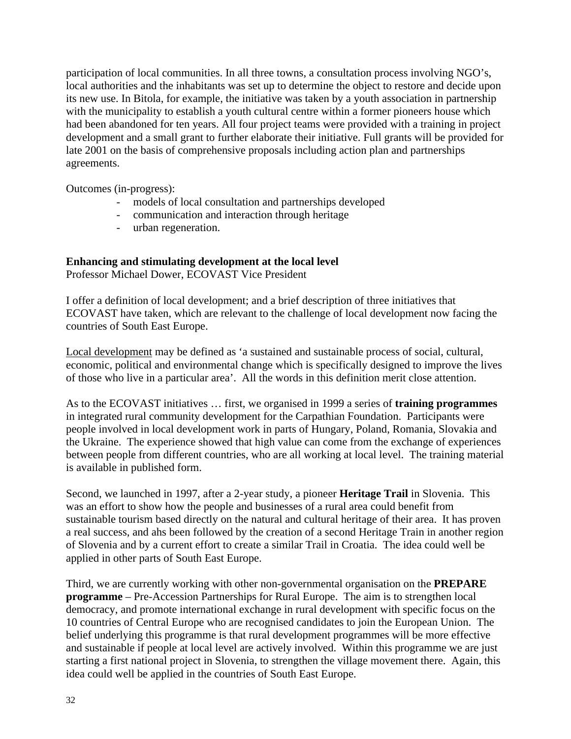participation of local communities. In all three towns, a consultation process involving NGO's, local authorities and the inhabitants was set up to determine the object to restore and decide upon its new use. In Bitola, for example, the initiative was taken by a youth association in partnership with the municipality to establish a youth cultural centre within a former pioneers house which had been abandoned for ten years. All four project teams were provided with a training in project development and a small grant to further elaborate their initiative. Full grants will be provided for late 2001 on the basis of comprehensive proposals including action plan and partnerships agreements.

Outcomes (in-progress):

- models of local consultation and partnerships developed
- communication and interaction through heritage
- urban regeneration.

**Enhancing and stimulating development at the local level**
Professor Michael Dower, ECOVAST Vice President

I offer a definition of local development; and a brief description of three initiatives that ECOVAST have taken, which are relevant to the challenge of local development now facing the countries of South East Europe.

Local development may be defined as 'a sustained and sustainable process of social, cultural, economic, political and environmental change which is specifically designed to improve the lives of those who live in a particular area'. All the words in this definition merit close attention.

As to the ECOVAST initiatives … first, we organised in 1999 a series of **training programmes** in integrated rural community development for the Carpathian Foundation. Participants were people involved in local development work in parts of Hungary, Poland, Romania, Slovakia and the Ukraine. The experience showed that high value can come from the exchange of experiences between people from different countries, who are all working at local level. The training material is available in published form.

Second, we launched in 1997, after a 2-year study, a pioneer **Heritage Trail** in Slovenia. This was an effort to show how the people and businesses of a rural area could benefit from sustainable tourism based directly on the natural and cultural heritage of their area. It has proven a real success, and ahs been followed by the creation of a second Heritage Train in another region of Slovenia and by a current effort to create a similar Trail in Croatia. The idea could well be applied in other parts of South East Europe.

Third, we are currently working with other non-governmental organisation on the **PREPARE programme** – Pre-Accession Partnerships for Rural Europe. The aim is to strengthen local democracy, and promote international exchange in rural development with specific focus on the 10 countries of Central Europe who are recognised candidates to join the European Union. The belief underlying this programme is that rural development programmes will be more effective and sustainable if people at local level are actively involved. Within this programme we are just starting a first national project in Slovenia, to strengthen the village movement there. Again, this idea could well be applied in the countries of South East Europe.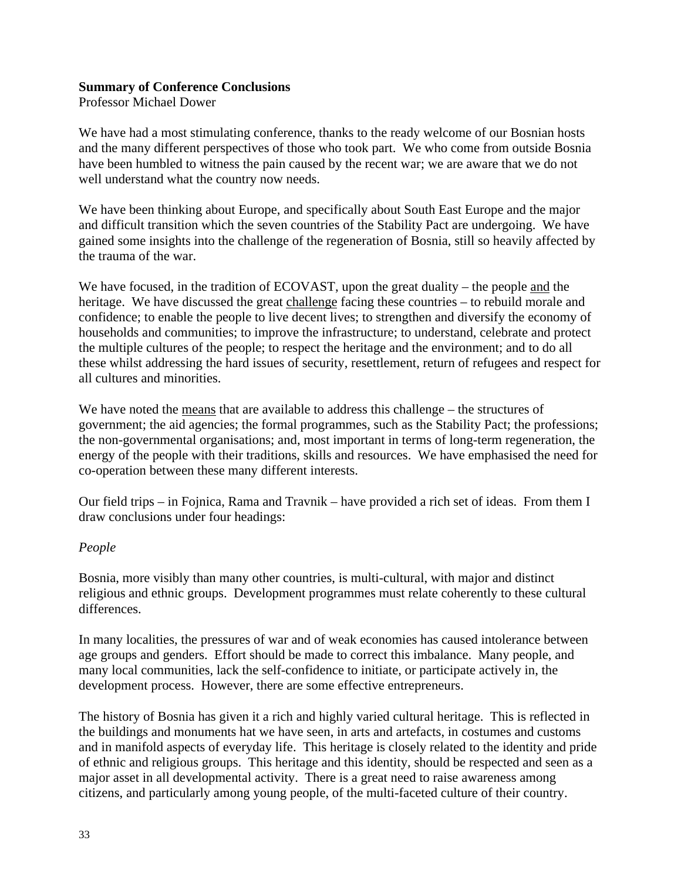**Summary of Conference Conclusions**
Professor Michael Dower

We have had a most stimulating conference, thanks to the ready welcome of our Bosnian hosts and the many different perspectives of those who took part. We who come from outside Bosnia have been humbled to witness the pain caused by the recent war; we are aware that we do not well understand what the country now needs.

We have been thinking about Europe, and specifically about South East Europe and the major and difficult transition which the seven countries of the Stability Pact are undergoing. We have gained some insights into the challenge of the regeneration of Bosnia, still so heavily affected by the trauma of the war.

We have focused, in the tradition of ECOVAST, upon the great duality – the people and the heritage. We have discussed the great challenge facing these countries – to rebuild morale and confidence; to enable the people to live decent lives; to strengthen and diversify the economy of households and communities; to improve the infrastructure; to understand, celebrate and protect the multiple cultures of the people; to respect the heritage and the environment; and to do all these whilst addressing the hard issues of security, resettlement, return of refugees and respect for all cultures and minorities.

We have noted the means that are available to address this challenge – the structures of government; the aid agencies; the formal programmes, such as the Stability Pact; the professions; the non-governmental organisations; and, most important in terms of long-term regeneration, the energy of the people with their traditions, skills and resources. We have emphasised the need for co-operation between these many different interests.

Our field trips – in Fojnica, Rama and Travnik – have provided a rich set of ideas. From them I draw conclusions under four headings:

*People*

Bosnia, more visibly than many other countries, is multi-cultural, with major and distinct religious and ethnic groups. Development programmes must relate coherently to these cultural differences.

In many localities, the pressures of war and of weak economies has caused intolerance between age groups and genders. Effort should be made to correct this imbalance. Many people, and many local communities, lack the self-confidence to initiate, or participate actively in, the development process. However, there are some effective entrepreneurs.

The history of Bosnia has given it a rich and highly varied cultural heritage. This is reflected in the buildings and monuments hat we have seen, in arts and artefacts, in costumes and customs and in manifold aspects of everyday life. This heritage is closely related to the identity and pride of ethnic and religious groups. This heritage and this identity, should be respected and seen as a major asset in all developmental activity. There is a great need to raise awareness among citizens, and particularly among young people, of the multi-faceted culture of their country.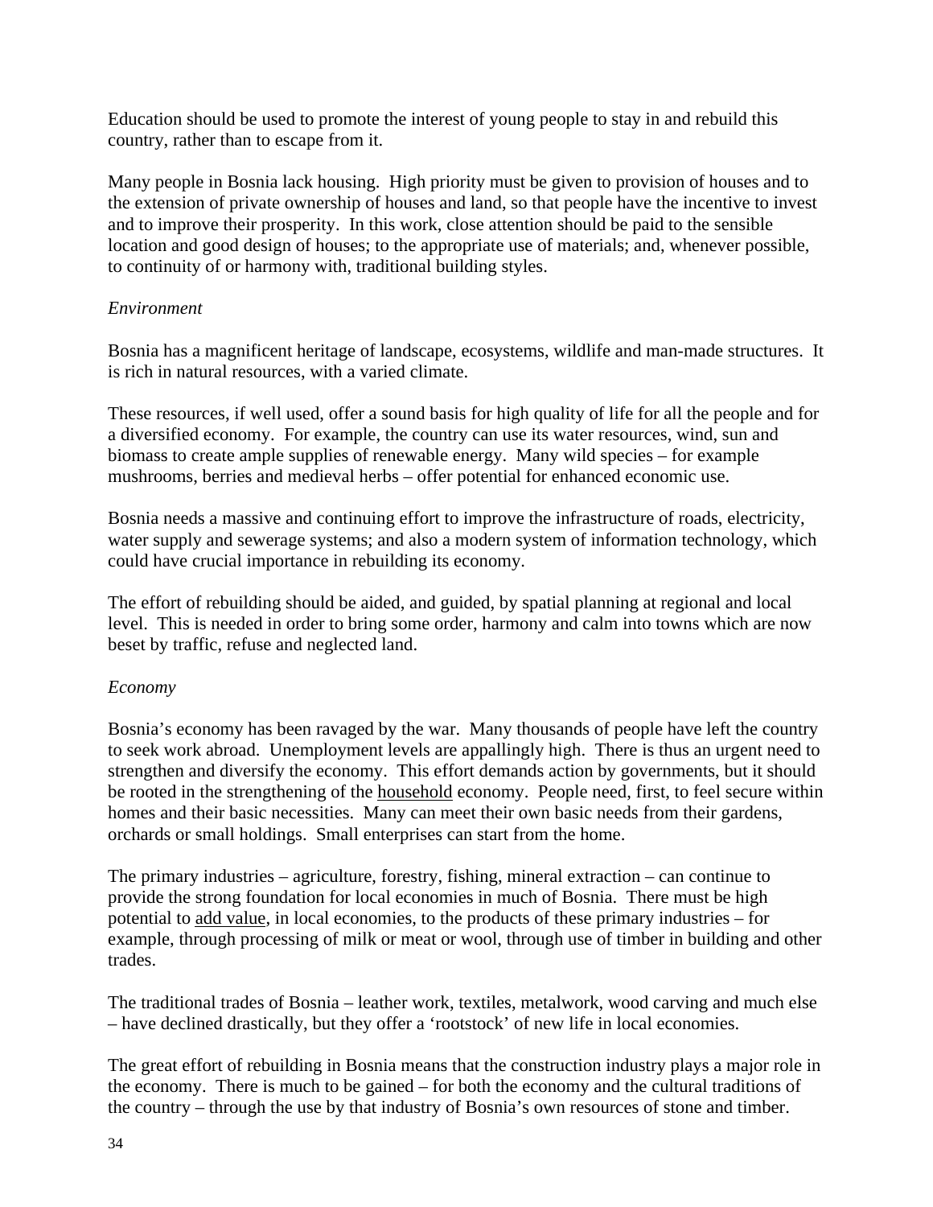Education should be used to promote the interest of young people to stay in and rebuild this country, rather than to escape from it.

Many people in Bosnia lack housing. High priority must be given to provision of houses and to the extension of private ownership of houses and land, so that people have the incentive to invest and to improve their prosperity. In this work, close attention should be paid to the sensible location and good design of houses; to the appropriate use of materials; and, whenever possible, to continuity of or harmony with, traditional building styles.

*Environment*

Bosnia has a magnificent heritage of landscape, ecosystems, wildlife and man-made structures. It is rich in natural resources, with a varied climate.

These resources, if well used, offer a sound basis for high quality of life for all the people and for a diversified economy. For example, the country can use its water resources, wind, sun and biomass to create ample supplies of renewable energy. Many wild species – for example mushrooms, berries and medieval herbs – offer potential for enhanced economic use.

Bosnia needs a massive and continuing effort to improve the infrastructure of roads, electricity, water supply and sewerage systems; and also a modern system of information technology, which could have crucial importance in rebuilding its economy.

The effort of rebuilding should be aided, and guided, by spatial planning at regional and local level. This is needed in order to bring some order, harmony and calm into towns which are now beset by traffic, refuse and neglected land.

*Economy*

Bosnia's economy has been ravaged by the war. Many thousands of people have left the country to seek work abroad. Unemployment levels are appallingly high. There is thus an urgent need to strengthen and diversify the economy. This effort demands action by governments, but it should be rooted in the strengthening of the <u>household</u> economy. People need, first, to feel secure within homes and their basic necessities. Many can meet their own basic needs from their gardens, orchards or small holdings. Small enterprises can start from the home.

The primary industries – agriculture, forestry, fishing, mineral extraction – can continue to provide the strong foundation for local economies in much of Bosnia. There must be high potential to <u>add value</u>, in local economies, to the products of these primary industries – for example, through processing of milk or meat or wool, through use of timber in building and other trades.

The traditional trades of Bosnia – leather work, textiles, metalwork, wood carving and much else – have declined drastically, but they offer a 'rootstock' of new life in local economies.

The great effort of rebuilding in Bosnia means that the construction industry plays a major role in the economy. There is much to be gained – for both the economy and the cultural traditions of the country – through the use by that industry of Bosnia's own resources of stone and timber.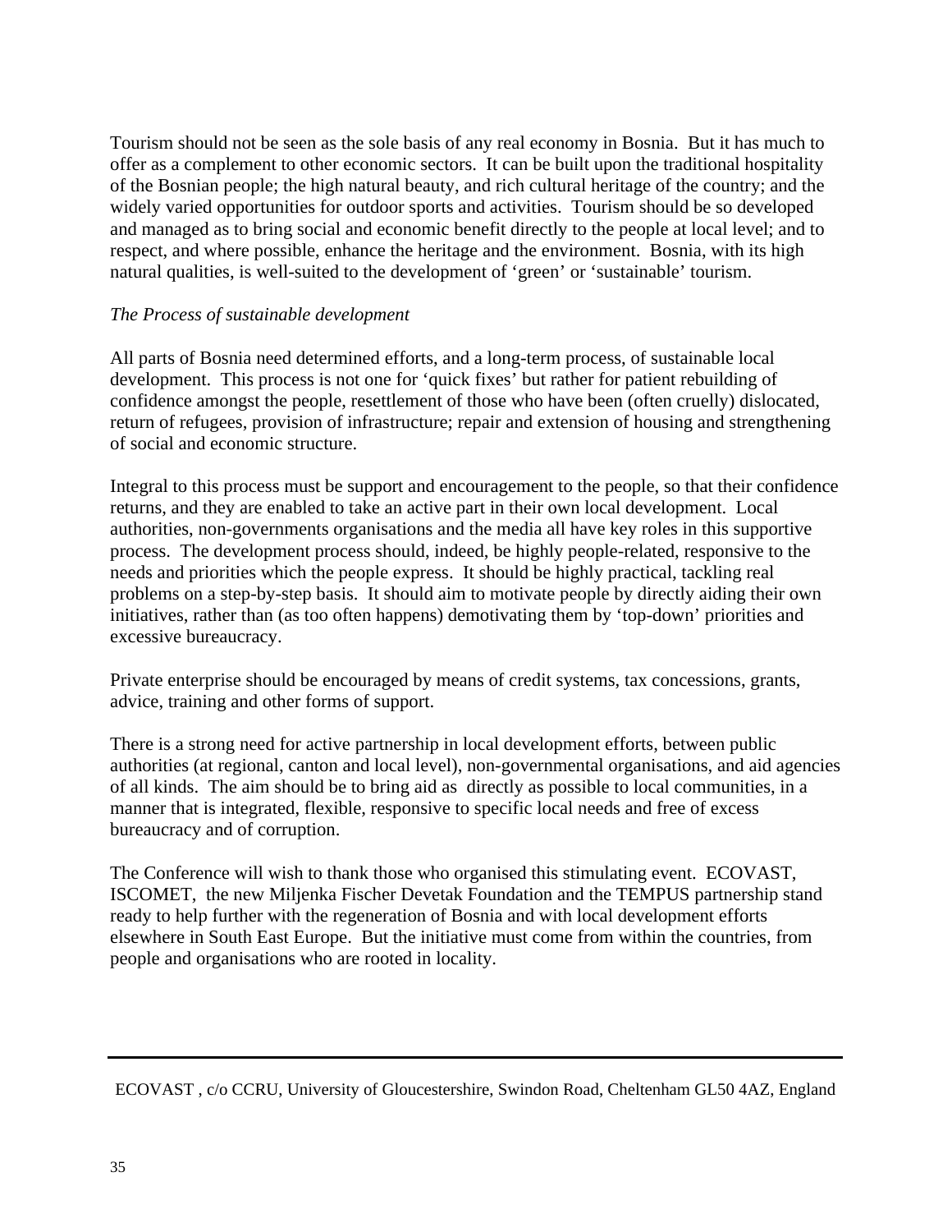Tourism should not be seen as the sole basis of any real economy in Bosnia. But it has much to offer as a complement to other economic sectors. It can be built upon the traditional hospitality of the Bosnian people; the high natural beauty, and rich cultural heritage of the country; and the widely varied opportunities for outdoor sports and activities. Tourism should be so developed and managed as to bring social and economic benefit directly to the people at local level; and to respect, and where possible, enhance the heritage and the environment. Bosnia, with its high natural qualities, is well-suited to the development of 'green' or 'sustainable' tourism.

*The Process of sustainable development*

All parts of Bosnia need determined efforts, and a long-term process, of sustainable local development. This process is not one for 'quick fixes' but rather for patient rebuilding of confidence amongst the people, resettlement of those who have been (often cruelly) dislocated, return of refugees, provision of infrastructure; repair and extension of housing and strengthening of social and economic structure.

Integral to this process must be support and encouragement to the people, so that their confidence returns, and they are enabled to take an active part in their own local development. Local authorities, non-governments organisations and the media all have key roles in this supportive process. The development process should, indeed, be highly people-related, responsive to the needs and priorities which the people express. It should be highly practical, tackling real problems on a step-by-step basis. It should aim to motivate people by directly aiding their own initiatives, rather than (as too often happens) demotivating them by 'top-down' priorities and excessive bureaucracy.

Private enterprise should be encouraged by means of credit systems, tax concessions, grants, advice, training and other forms of support.

There is a strong need for active partnership in local development efforts, between public authorities (at regional, canton and local level), non-governmental organisations, and aid agencies of all kinds. The aid should be to bring aid as directly as possible to local communities, in a manner that is integrated, flexible, responsive to specific local needs and free of excess bureaucracy and of corruption.

The Conference will wish to thank those who organised this stimulating event. ECOVAST, ISCOMET, the new Miljenka Fischer Devetak Foundation and the TEMPUS partnership stand ready to help further with the regeneration of Bosnia and with local development efforts elsewhere in South East Europe. But the initiative must come from within the countries, from people and organisations who are rooted in locality.

---

ECOVAST , c/o CCRU, University of Gloucestershire, Swindon Road, Cheltenham GL50 4AZ, England